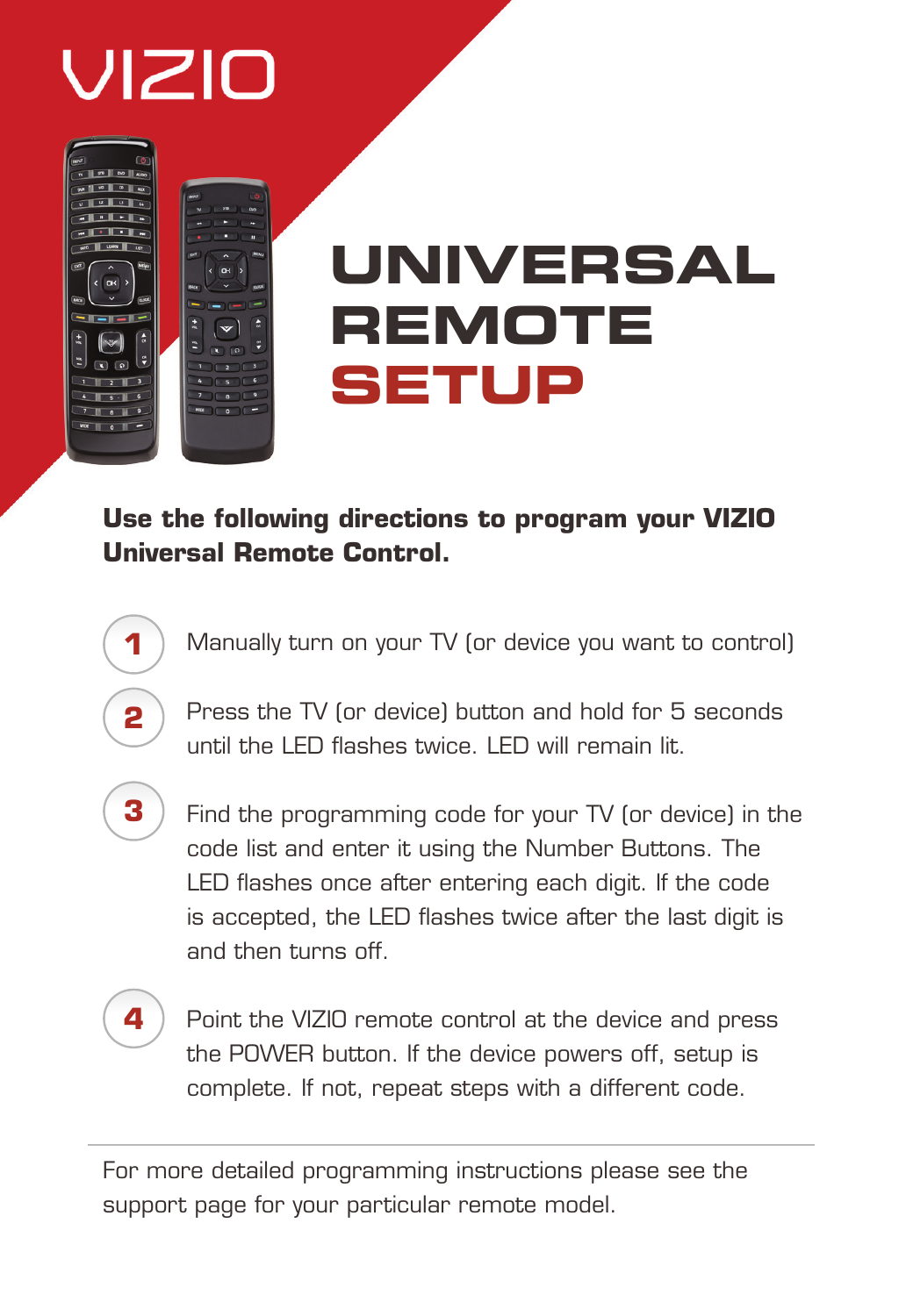VIZIO

# UNIVERSAL REMOTE SETUP

**Use the following directions to program your VIZIO Universal Remote Control.**

1. Manually turn on your TV (or device you want to control)

2. Press the TV (or device) button and hold for 5 seconds until the LED flashes twice. LED will remain lit.

3. Find the programming code for your TV (or device) in the code list and enter it using the Number Buttons. The LED flashes once after entering each digit. If the code is accepted, the LED flashes twice after the last digit is and then turns off.

4. Point the VIZIO remote control at the device and press the POWER button. If the device powers off, setup is complete. If not, repeat steps with a different code.

---

For more detailed programming instructions please see the support page for your particular remote model.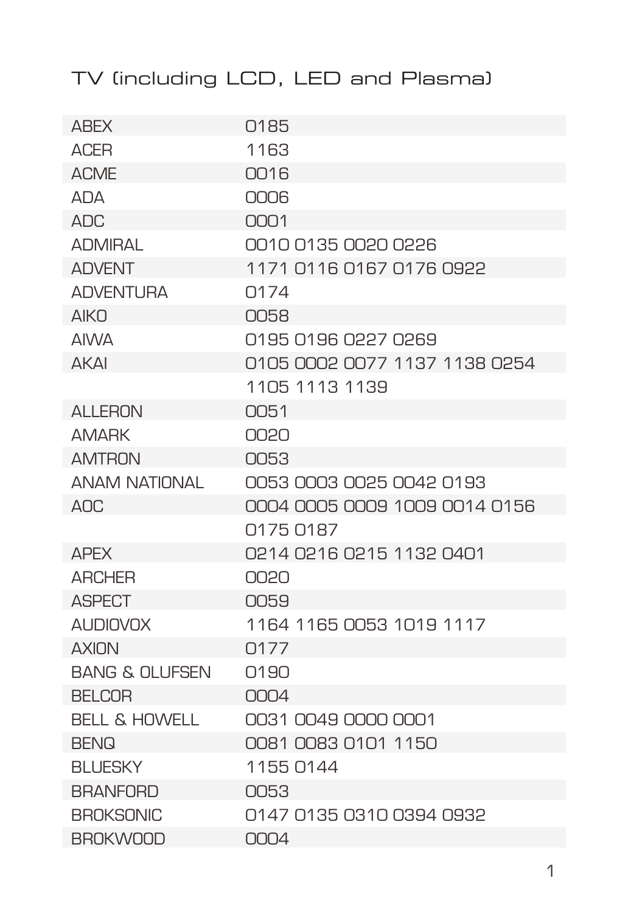# TV (including LCD, LED and Plasma)

| Brand | Codes |
| --- | --- |
| ABEX | 0185 |
| ACER | 1163 |
| ACME | 0016 |
| ADA | 0006 |
| ADC | 0001 |
| ADMIRAL | 0010 0135 0020 0226 |
| ADVENT | 1171 0116 0167 0176 0922 |
| ADVENTURA | 0174 |
| AIKO | 0058 |
| AIWA | 0195 0196 0227 0269 |
| AKAI | 0105 0002 0077 1137 1138 0254 1105 1113 1139 |
| ALLERON | 0051 |
| AMARK | 0020 |
| AMTRON | 0053 |
| ANAM NATIONAL | 0053 0003 0025 0042 0193 |
| AOC | 0004 0005 0009 1009 0014 0156 0175 0187 |
| APEX | 0214 0216 0215 1132 0401 |
| ARCHER | 0020 |
| ASPECT | 0059 |
| AUDIOVOX | 1164 1165 0053 1019 1117 |
| AXION | 0177 |
| BANG & OLUFSEN | 0190 |
| BELCOR | 0004 |
| BELL & HOWELL | 0031 0049 0000 0001 |
| BENQ | 0081 0083 0101 1150 |
| BLUESKY | 1155 0144 |
| BRANFORD | 0053 |
| BROKSONIC | 0147 0135 0310 0394 0932 |
| BROKWOOD | 0004 |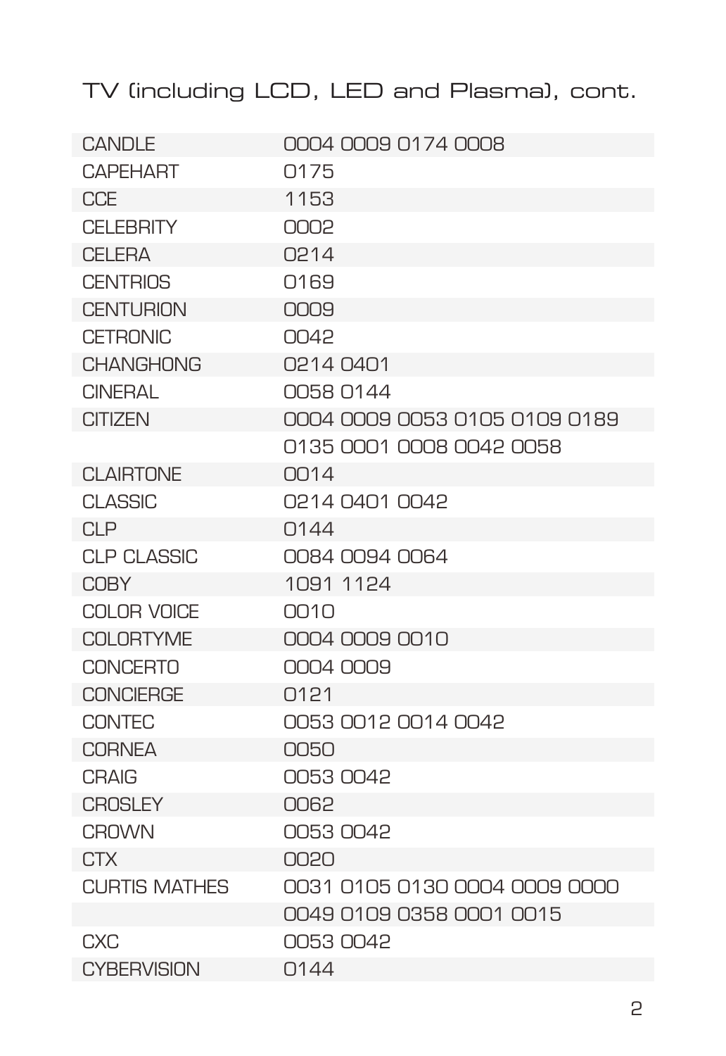## TV (including LCD, LED and Plasma), cont.

| | |
|---|---|
| CANDLE | 0004 0009 0174 0008 |
| CAPEHART | 0175 |
| CCE | 1153 |
| CELEBRITY | 0002 |
| CELERA | 0214 |
| CENTRIOS | 0169 |
| CENTURION | 0009 |
| CETRONIC | 0042 |
| CHANGHONG | 0214 0401 |
| CINERAL | 0058 0144 |
| CITIZEN | 0004 0009 0053 0105 0109 0189 |
| | 0135 0001 0008 0042 0058 |
| CLAIRTONE | 0014 |
| CLASSIC | 0214 0401 0042 |
| CLP | 0144 |
| CLP CLASSIC | 0084 0094 0064 |
| COBY | 1091 1124 |
| COLOR VOICE | 0010 |
| COLORTYME | 0004 0009 0010 |
| CONCERTO | 0004 0009 |
| CONCIERGE | 0121 |
| CONTEC | 0053 0012 0014 0042 |
| CORNEA | 0050 |
| CRAIG | 0053 0042 |
| CROSLEY | 0062 |
| CROWN | 0053 0042 |
| CTX | 0020 |
| CURTIS MATHES | 0031 0105 0130 0004 0009 0000 |
| | 0049 0109 0358 0001 0015 |
| CXC | 0053 0042 |
| CYBERVISION | 0144 |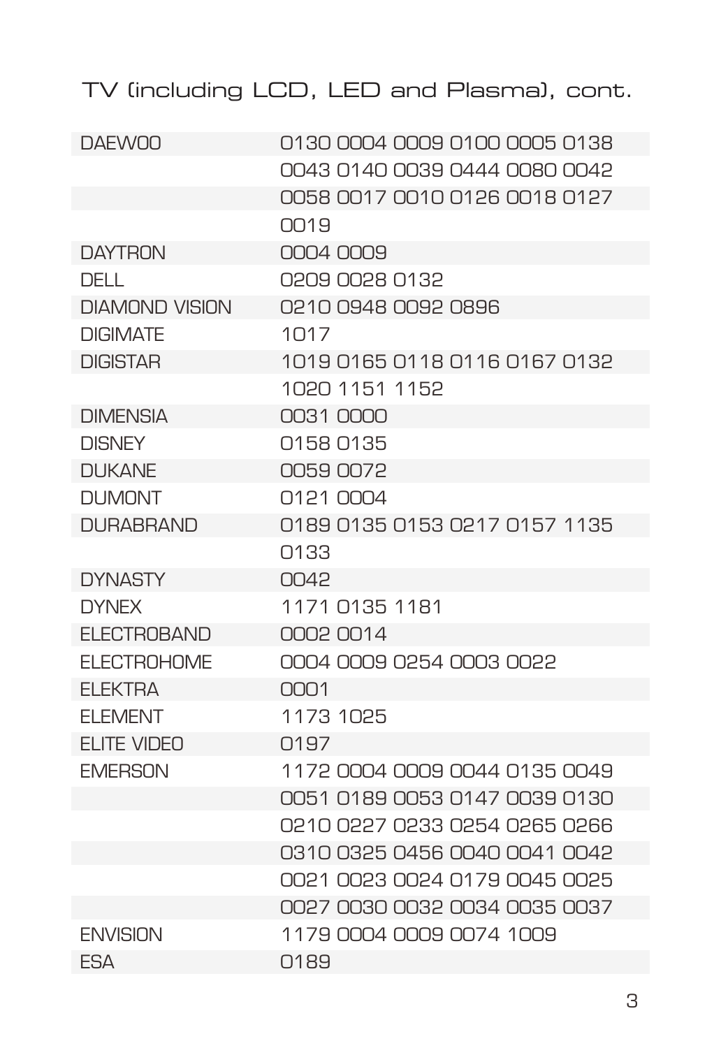## TV (including LCD, LED and Plasma), cont.

| | |
|---|---|
| DAEWOO | 0130 0004 0009 0100 0005 0138 |
| | 0043 0140 0039 0444 0080 0042 |
| | 0058 0017 0010 0126 0018 0127 |
| | 0019 |
| DAYTRON | 0004 0009 |
| DELL | 0209 0028 0132 |
| DIAMOND VISION | 0210 0948 0092 0896 |
| DIGIMATE | 1017 |
| DIGISTAR | 1019 0165 0118 0116 0167 0132 |
| | 1020 1151 1152 |
| DIMENSIA | 0031 0000 |
| DISNEY | 0158 0135 |
| DUKANE | 0059 0072 |
| DUMONT | 0121 0004 |
| DURABRAND | 0189 0135 0153 0217 0157 1135 |
| | 0133 |
| DYNASTY | 0042 |
| DYNEX | 1171 0135 1181 |
| ELECTROBAND | 0002 0014 |
| ELECTROHOME | 0004 0009 0254 0003 0022 |
| ELEKTRA | 0001 |
| ELEMENT | 1173 1025 |
| ELITE VIDEO | 0197 |
| EMERSON | 1172 0004 0009 0044 0135 0049 |
| | 0051 0189 0053 0147 0039 0130 |
| | 0210 0227 0233 0254 0265 0266 |
| | 0310 0325 0456 0040 0041 0042 |
| | 0021 0023 0024 0179 0045 0025 |
| | 0027 0030 0032 0034 0035 0037 |
| ENVISION | 1179 0004 0009 0074 1009 |
| ESA | 0189 |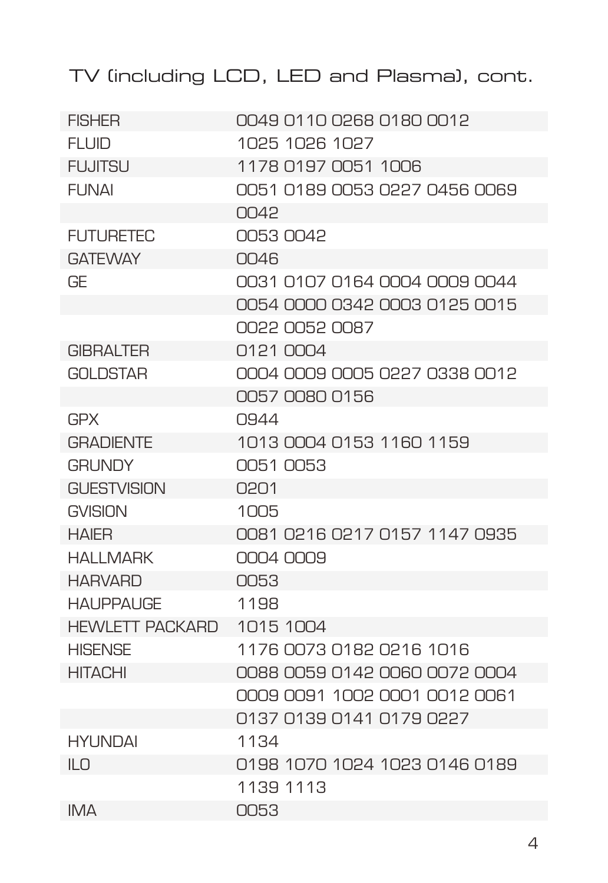## TV (including LCD, LED and Plasma), cont.

| Brand | Codes |
|---|---|
| FISHER | 0049 0110 0268 0180 0012 |
| FLUID | 1025 1026 1027 |
| FUJITSU | 1178 0197 0051 1006 |
| FUNAI | 0051 0189 0053 0227 0456 0069 |
| | 0042 |
| FUTURETEC | 0053 0042 |
| GATEWAY | 0046 |
| GE | 0031 0107 0164 0004 0009 0044 |
| | 0054 0000 0342 0003 0125 0015 |
| | 0022 0052 0087 |
| GIBRALTER | 0121 0004 |
| GOLDSTAR | 0004 0009 0005 0227 0338 0012 |
| | 0057 0080 0156 |
| GPX | 0944 |
| GRADIENTE | 1013 0004 0153 1160 1159 |
| GRUNDY | 0051 0053 |
| GUESTVISION | 0201 |
| GVISION | 1005 |
| HAIER | 0081 0216 0217 0157 1147 0935 |
| HALLMARK | 0004 0009 |
| HARVARD | 0053 |
| HAUPPAUGE | 1198 |
| HEWLETT PACKARD | 1015 1004 |
| HISENSE | 1176 0073 0182 0216 1016 |
| HITACHI | 0088 0059 0142 0060 0072 0004 |
| | 0009 0091 1002 0001 0012 0061 |
| | 0137 0139 0141 0179 0227 |
| HYUNDAI | 1134 |
| ILO | 0198 1070 1024 1023 0146 0189 |
| | 1139 1113 |
| IMA | 0053 |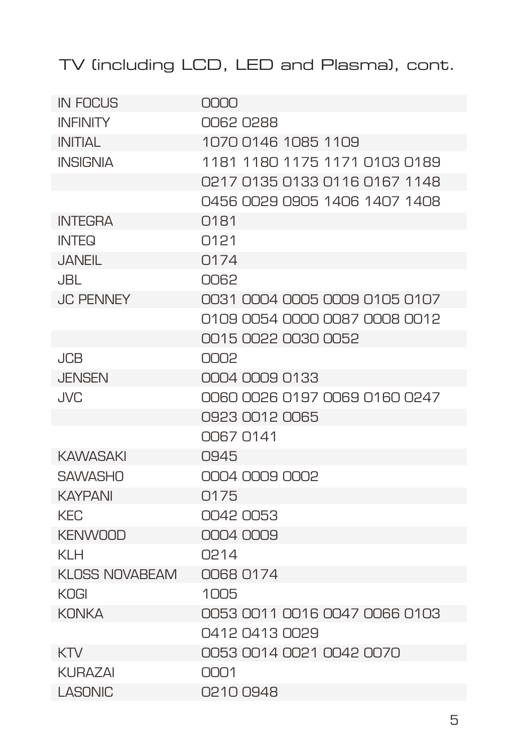## TV (including LCD, LED and Plasma), cont.

| | |
|---|---|
| IN FOCUS | 0000 |
| INFINITY | 0062 0288 |
| INITIAL | 1070 0146 1085 1109 |
| INSIGNIA | 1181 1180 1175 1171 0103 0189 |
| | 0217 0135 0133 0116 0167 1148 |
| | 0456 0029 0905 1406 1407 1408 |
| INTEGRA | 0181 |
| INTEQ | 0121 |
| JANEIL | 0174 |
| JBL | 0062 |
| JC PENNEY | 0031 0004 0005 0009 0105 0107 |
| | 0109 0054 0000 0087 0008 0012 |
| | 0015 0022 0030 0052 |
| JCB | 0002 |
| JENSEN | 0004 0009 0133 |
| JVC | 0060 0026 0197 0069 0160 0247 |
| | 0923 0012 0065 |
| | 0067 0141 |
| KAWASAKI | 0945 |
| SAWASHO | 0004 0009 0002 |
| KAYPANI | 0175 |
| KEC | 0042 0053 |
| KENWOOD | 0004 0009 |
| KLH | 0214 |
| KLOSS NOVABEAM | 0068 0174 |
| KOGI | 1005 |
| KONKA | 0053 0011 0016 0047 0066 0103 |
| | 0412 0413 0029 |
| KTV | 0053 0014 0021 0042 0070 |
| KURAZAI | 0001 |
| LASONIC | 0210 0948 |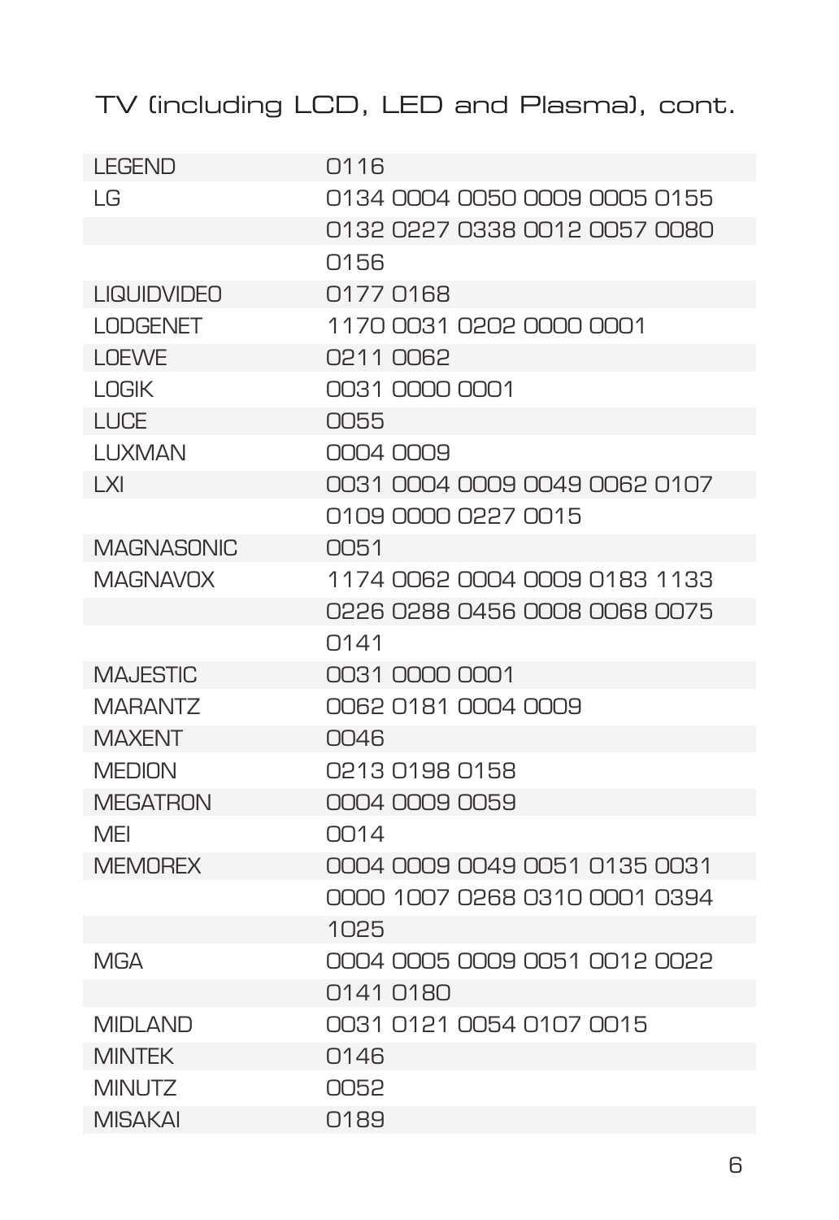## TV (including LCD, LED and Plasma), cont.

| | |
|---|---|
| LEGEND | 0116 |
| LG | 0134 0004 0050 0009 0005 0155 0132 0227 0338 0012 0057 0080 0156 |
| LIQUIDVIDEO | 0177 0168 |
| LODGENET | 1170 0031 0202 0000 0001 |
| LOEWE | 0211 0062 |
| LOGIK | 0031 0000 0001 |
| LUCE | 0055 |
| LUXMAN | 0004 0009 |
| LXI | 0031 0004 0009 0049 0062 0107 0109 0000 0227 0015 |
| MAGNASONIC | 0051 |
| MAGNAVOX | 1174 0062 0004 0009 0183 1133 0226 0288 0456 0008 0068 0075 0141 |
| MAJESTIC | 0031 0000 0001 |
| MARANTZ | 0062 0181 0004 0009 |
| MAXENT | 0046 |
| MEDION | 0213 0198 0158 |
| MEGATRON | 0004 0009 0059 |
| MEI | 0014 |
| MEMOREX | 0004 0009 0049 0051 0135 0031 0000 1007 0268 0310 0001 0394 1025 |
| MGA | 0004 0005 0009 0051 0012 0022 0141 0180 |
| MIDLAND | 0031 0121 0054 0107 0015 |
| MINTEK | 0146 |
| MINUTZ | 0052 |
| MISAKAI | 0189 |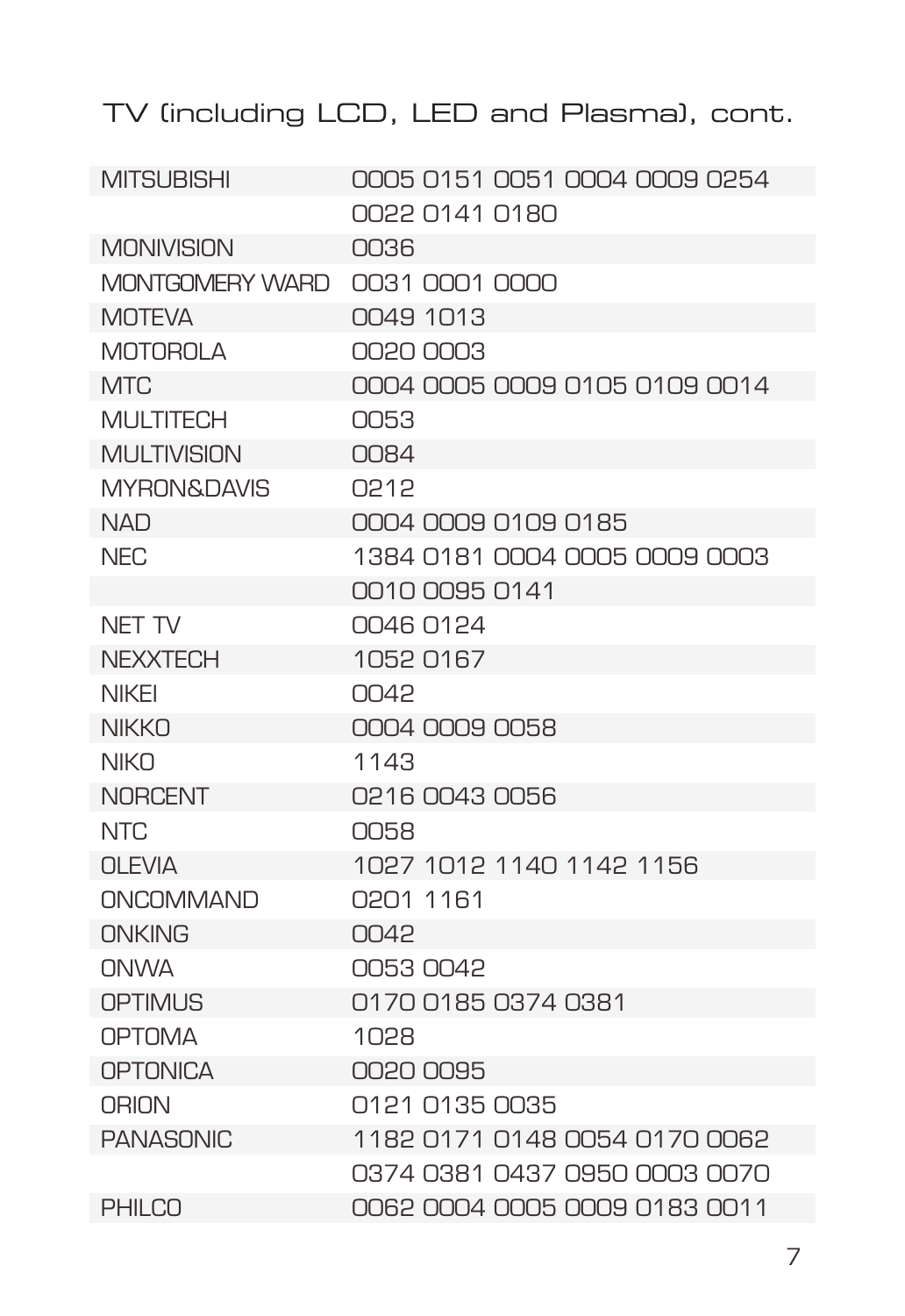## TV (including LCD, LED and Plasma), cont.

| | |
|---|---|
| MITSUBISHI | 0005 0151 0051 0004 0009 0254 |
| | 0022 0141 0180 |
| MONIVISION | 0036 |
| MONTGOMERY WARD | 0031 0001 0000 |
| MOTEVA | 0049 1013 |
| MOTOROLA | 0020 0003 |
| MTC | 0004 0005 0009 0105 0109 0014 |
| MULTITECH | 0053 |
| MULTIVISION | 0084 |
| MYRON&DAVIS | 0212 |
| NAD | 0004 0009 0109 0185 |
| NEC | 1384 0181 0004 0005 0009 0003 |
| | 0010 0095 0141 |
| NET TV | 0046 0124 |
| NEXXTECH | 1052 0167 |
| NIKEI | 0042 |
| NIKKO | 0004 0009 0058 |
| NIKO | 1143 |
| NORCENT | 0216 0043 0056 |
| NTC | 0058 |
| OLEVIA | 1027 1012 1140 1142 1156 |
| ONCOMMAND | 0201 1161 |
| ONKING | 0042 |
| ONWA | 0053 0042 |
| OPTIMUS | 0170 0185 0374 0381 |
| OPTOMA | 1028 |
| OPTONICA | 0020 0095 |
| ORION | 0121 0135 0035 |
| PANASONIC | 1182 0171 0148 0054 0170 0062 |
| | 0374 0381 0437 0950 0003 0070 |
| PHILCO | 0062 0004 0005 0009 0183 0011 |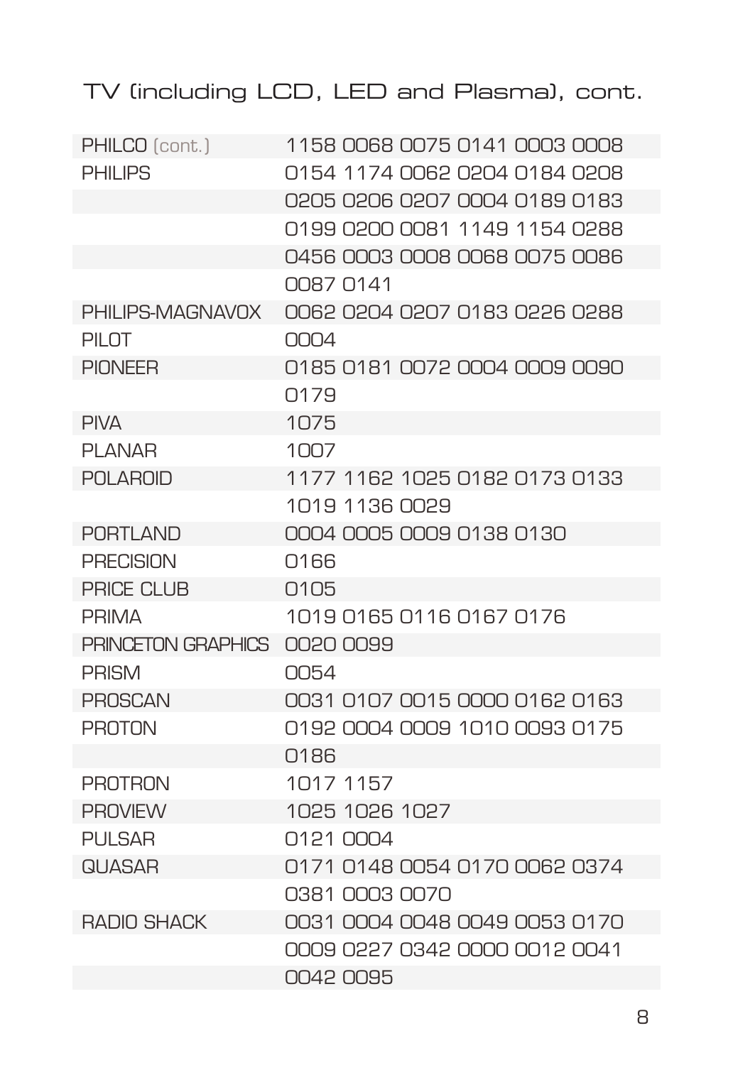## TV (including LCD, LED and Plasma), cont.

| | |
|---|---|
| PHILCO (cont.) | 1158 0068 0075 0141 0003 0008 |
| PHILIPS | 0154 1174 0062 0204 0184 0208 |
| | 0205 0206 0207 0004 0189 0183 |
| | 0199 0200 0081 1149 1154 0288 |
| | 0456 0003 0008 0068 0075 0086 |
| | 0087 0141 |
| PHILIPS-MAGNAVOX | 0062 0204 0207 0183 0226 0288 |
| PILOT | 0004 |
| PIONEER | 0185 0181 0072 0004 0009 0090 |
| | 0179 |
| PIVA | 1075 |
| PLANAR | 1007 |
| POLAROID | 1177 1162 1025 0182 0173 0133 |
| | 1019 1136 0029 |
| PORTLAND | 0004 0005 0009 0138 0130 |
| PRECISION | 0166 |
| PRICE CLUB | 0105 |
| PRIMA | 1019 0165 0116 0167 0176 |
| PRINCETON GRAPHICS | 0020 0099 |
| PRISM | 0054 |
| PROSCAN | 0031 0107 0015 0000 0162 0163 |
| PROTON | 0192 0004 0009 1010 0093 0175 |
| | 0186 |
| PROTRON | 1017 1157 |
| PROVIEW | 1025 1026 1027 |
| PULSAR | 0121 0004 |
| QUASAR | 0171 0148 0054 0170 0062 0374 |
| | 0381 0003 0070 |
| RADIO SHACK | 0031 0004 0048 0049 0053 0170 |
| | 0009 0227 0342 0000 0012 0041 |
| | 0042 0095 |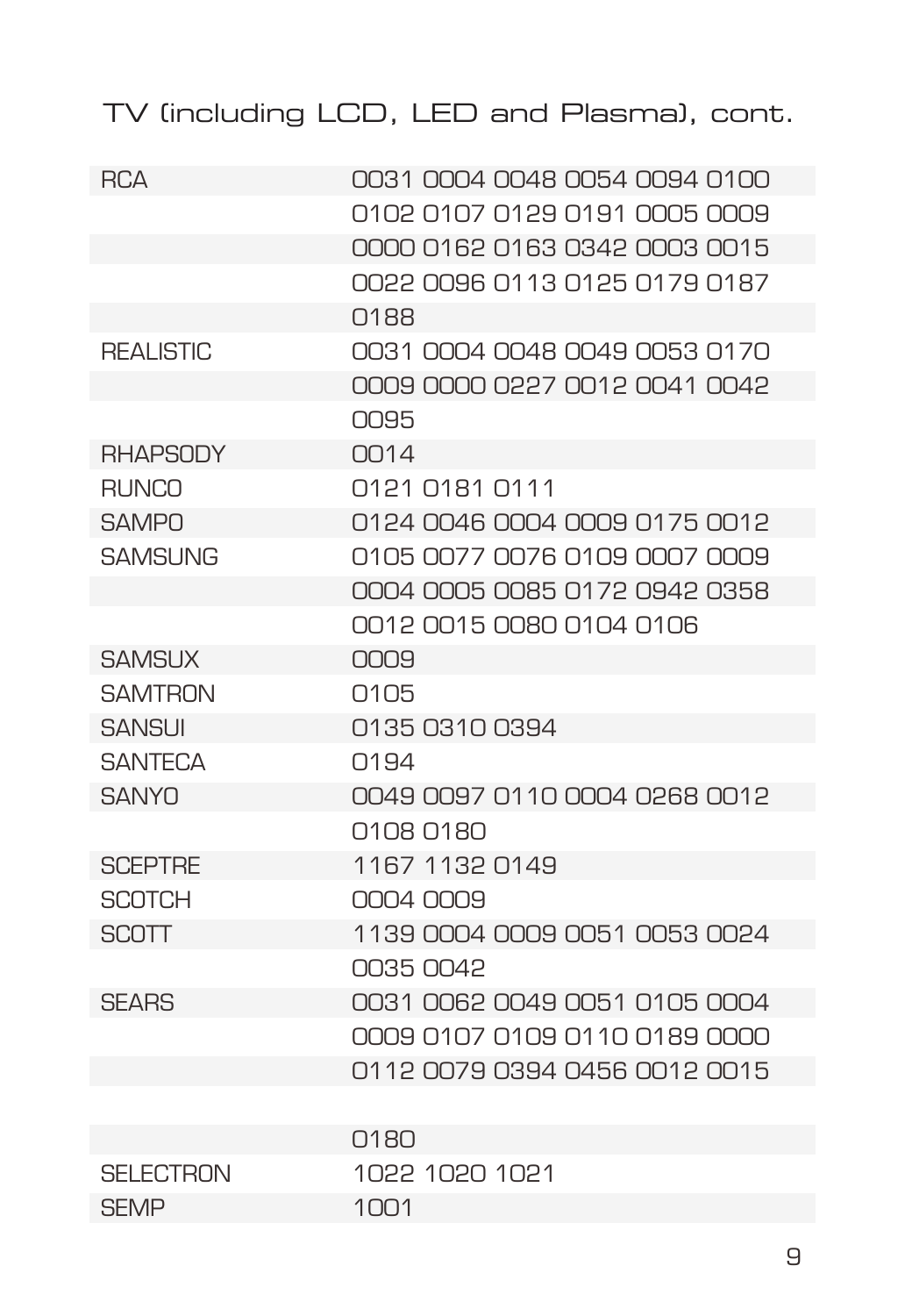## TV (including LCD, LED and Plasma), cont.

| Brand | Codes |
|---|---|
| RCA | 0031 0004 0048 0054 0094 0100 |
| | 0102 0107 0129 0191 0005 0009 |
| | 0000 0162 0163 0342 0003 0015 |
| | 0022 0096 0113 0125 0179 0187 |
| | 0188 |
| REALISTIC | 0031 0004 0048 0049 0053 0170 |
| | 0009 0000 0227 0012 0041 0042 |
| | 0095 |
| RHAPSODY | 0014 |
| RUNCO | 0121 0181 0111 |
| SAMPO | 0124 0046 0004 0009 0175 0012 |
| SAMSUNG | 0105 0077 0076 0109 0007 0009 |
| | 0004 0005 0085 0172 0942 0358 |
| | 0012 0015 0080 0104 0106 |
| SAMSUX | 0009 |
| SAMTRON | 0105 |
| SANSUI | 0135 0310 0394 |
| SANTECA | 0194 |
| SANYO | 0049 0097 0110 0004 0268 0012 |
| | 0108 0180 |
| SCEPTRE | 1167 1132 0149 |
| SCOTCH | 0004 0009 |
| SCOTT | 1139 0004 0009 0051 0053 0024 |
| | 0035 0042 |
| SEARS | 0031 0062 0049 0051 0105 0004 |
| | 0009 0107 0109 0110 0189 0000 |
| | 0112 0079 0394 0456 0012 0015 |
| | 0180 |
| SELECTRON | 1022 1020 1021 |
| SEMP | 1001 |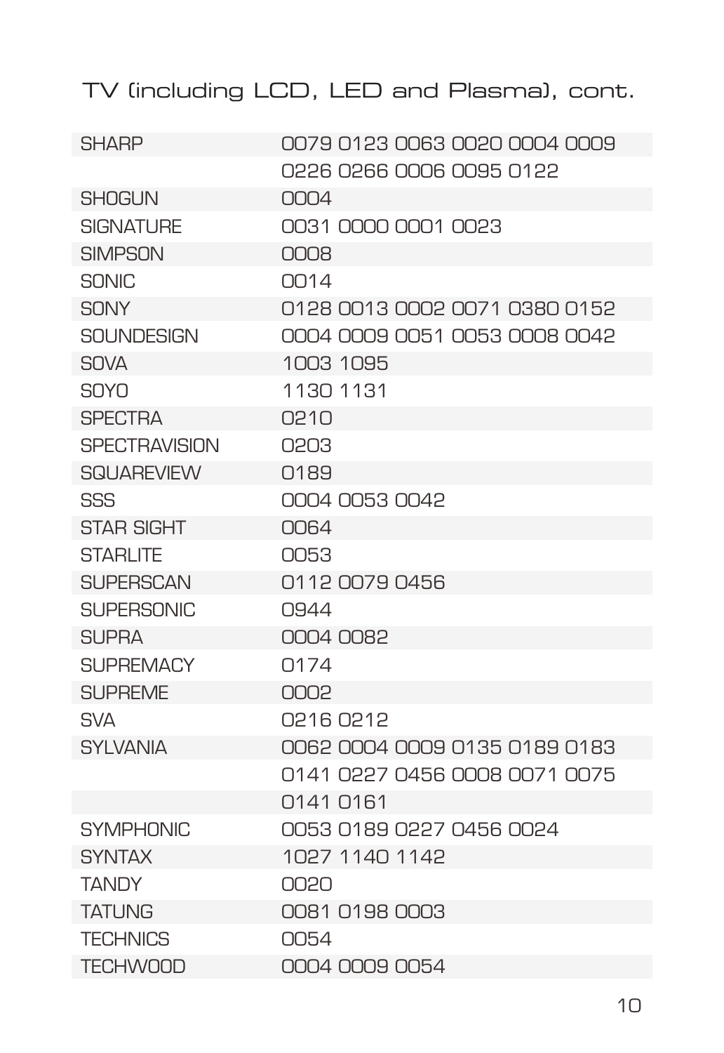## TV (including LCD, LED and Plasma), cont.

| | |
|---|---|
| SHARP | 0079 0123 0063 0020 0004 0009 |
| | 0226 0266 0006 0095 0122 |
| SHOGUN | 0004 |
| SIGNATURE | 0031 0000 0001 0023 |
| SIMPSON | 0008 |
| SONIC | 0014 |
| SONY | 0128 0013 0002 0071 0380 0152 |
| SOUNDESIGN | 0004 0009 0051 0053 0008 0042 |
| SOVA | 1003 1095 |
| SOYO | 1130 1131 |
| SPECTRA | 0210 |
| SPECTRAVISION | 0203 |
| SQUAREVIEW | 0189 |
| SSS | 0004 0053 0042 |
| STAR SIGHT | 0064 |
| STARLITE | 0053 |
| SUPERSCAN | 0112 0079 0456 |
| SUPERSONIC | 0944 |
| SUPRA | 0004 0082 |
| SUPREMACY | 0174 |
| SUPREME | 0002 |
| SVA | 0216 0212 |
| SYLVANIA | 0062 0004 0009 0135 0189 0183 |
| | 0141 0227 0456 0008 0071 0075 |
| | 0141 0161 |
| SYMPHONIC | 0053 0189 0227 0456 0024 |
| SYNTAX | 1027 1140 1142 |
| TANDY | 0020 |
| TATUNG | 0081 0198 0003 |
| TECHNICS | 0054 |
| TECHWOOD | 0004 0009 0054 |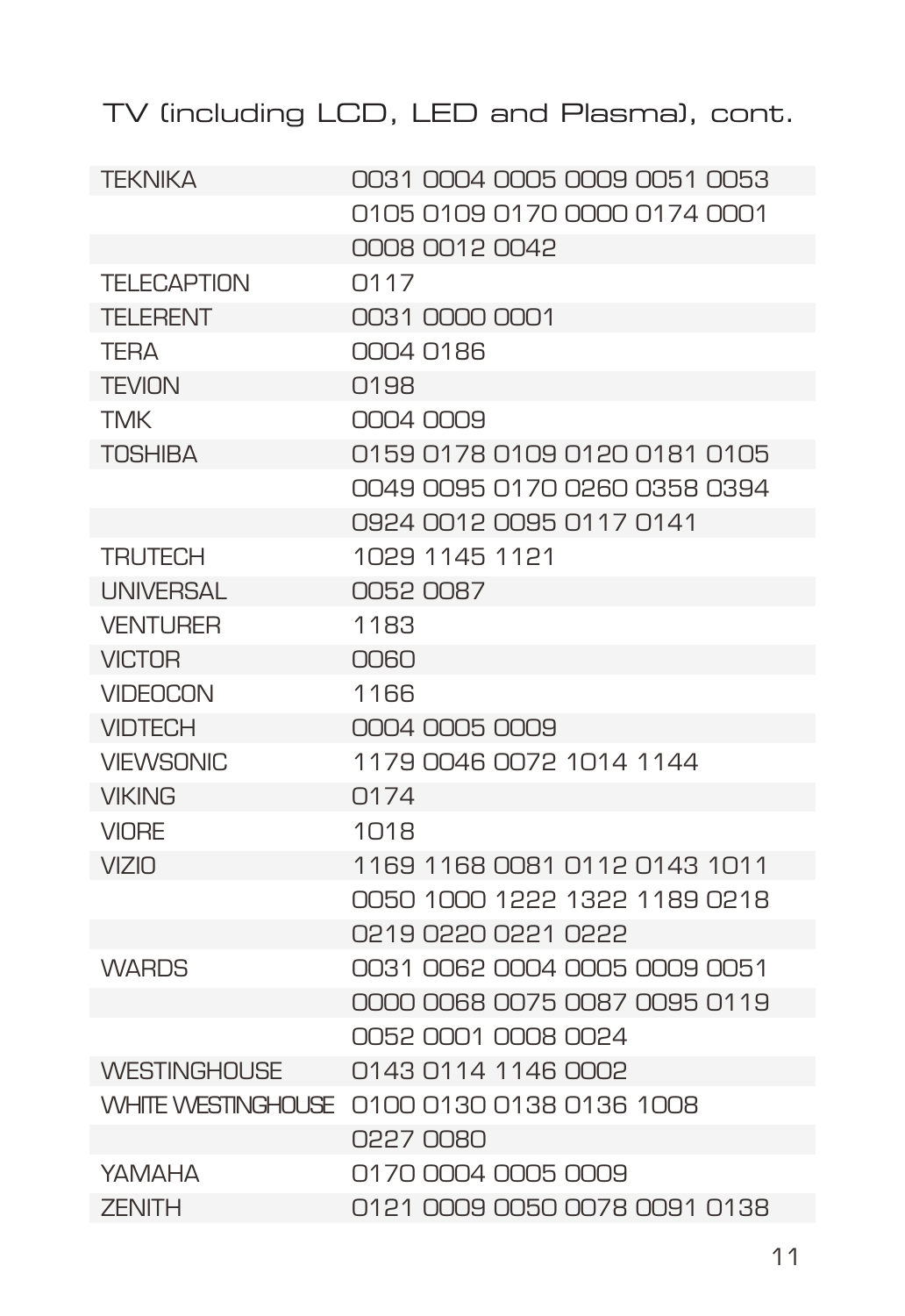# TV (including LCD, LED and Plasma), cont.

| Brand | Codes |
|---|---|
| TEKNIKA | 0031 0004 0005 0009 0051 0053 |
| | 0105 0109 0170 0000 0174 0001 |
| | 0008 0012 0042 |
| TELECAPTION | 0117 |
| TELERENT | 0031 0000 0001 |
| TERA | 0004 0186 |
| TEVION | 0198 |
| TMK | 0004 0009 |
| TOSHIBA | 0159 0178 0109 0120 0181 0105 |
| | 0049 0095 0170 0260 0358 0394 |
| | 0924 0012 0095 0117 0141 |
| TRUTECH | 1029 1145 1121 |
| UNIVERSAL | 0052 0087 |
| VENTURER | 1183 |
| VICTOR | 0060 |
| VIDEOCON | 1166 |
| VIDTECH | 0004 0005 0009 |
| VIEWSONIC | 1179 0046 0072 1014 1144 |
| VIKING | 0174 |
| VIORE | 1018 |
| VIZIO | 1169 1168 0081 0112 0143 1011 |
| | 0050 1000 1222 1322 1189 0218 |
| | 0219 0220 0221 0222 |
| WARDS | 0031 0062 0004 0005 0009 0051 |
| | 0000 0068 0075 0087 0095 0119 |
| | 0052 0001 0008 0024 |
| WESTINGHOUSE | 0143 0114 1146 0002 |
| WHITE WESTINGHOUSE | 0100 0130 0138 0136 1008 |
| | 0227 0080 |
| YAMAHA | 0170 0004 0005 0009 |
| ZENITH | 0121 0009 0050 0078 0091 0138 |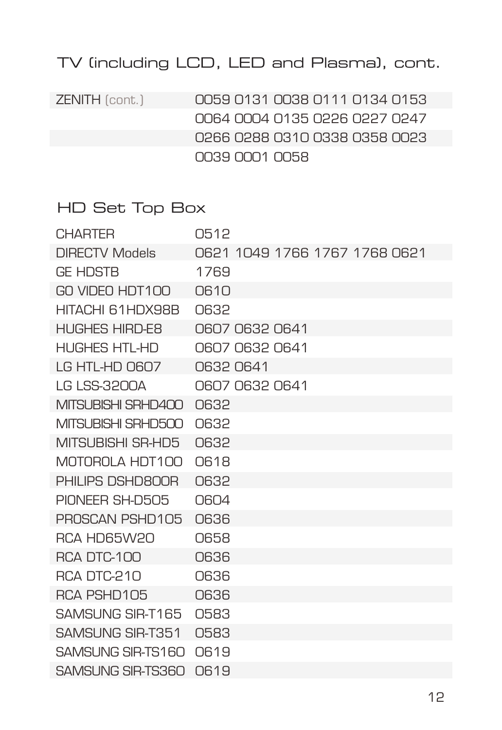## TV (including LCD, LED and Plasma), cont.

| | |
|---|---|
| ZENITH (cont.) | 0059 0131 0038 0111 0134 0153 |
| | 0064 0004 0135 0226 0227 0247 |
| | 0266 0288 0310 0338 0358 0023 |
| | 0039 0001 0058 |

## HD Set Top Box

| | |
|---|---|
| CHARTER | 0512 |
| DIRECTV Models | 0621 1049 1766 1767 1768 0621 |
| GE HDSTB | 1769 |
| GO VIDEO HDT100 | 0610 |
| HITACHI 61HDX98B | 0632 |
| HUGHES HIRD-E8 | 0607 0632 0641 |
| HUGHES HTL-HD | 0607 0632 0641 |
| LG HTL-HD 0607 | 0632 0641 |
| LG LSS-3200A | 0607 0632 0641 |
| MITSUBISHI SRHD400 | 0632 |
| MITSUBISHI SRHD500 | 0632 |
| MITSUBISHI SR-HD5 | 0632 |
| MOTOROLA HDT100 | 0618 |
| PHILIPS DSHD800R | 0632 |
| PIONEER SH-D505 | 0604 |
| PROSCAN PSHD105 | 0636 |
| RCA HD65W20 | 0658 |
| RCA DTC-100 | 0636 |
| RCA DTC-210 | 0636 |
| RCA PSHD105 | 0636 |
| SAMSUNG SIR-T165 | 0583 |
| SAMSUNG SIR-T351 | 0583 |
| SAMSUNG SIR-TS160 | 0619 |
| SAMSUNG SIR-TS360 | 0619 |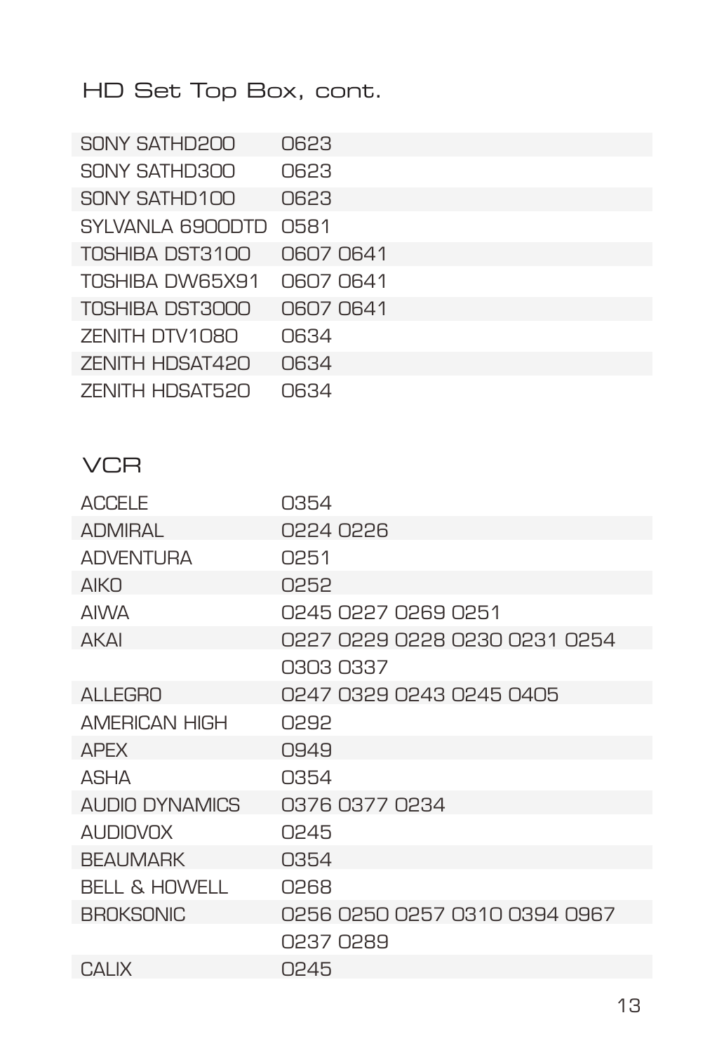## HD Set Top Box, cont.

| | |
|---|---|
| SONY SATHD200 | 0623 |
| SONY SATHD300 | 0623 |
| SONY SATHD100 | 0623 |
| SYLVANLA 6900DTD | 0581 |
| TOSHIBA DST3100 | 0607 0641 |
| TOSHIBA DW65X91 | 0607 0641 |
| TOSHIBA DST3000 | 0607 0641 |
| ZENITH DTV1080 | 0634 |
| ZENITH HDSAT420 | 0634 |
| ZENITH HDSAT520 | 0634 |

## VCR

| | |
|---|---|
| ACCELE | 0354 |
| ADMIRAL | 0224 0226 |
| ADVENTURA | 0251 |
| AIKO | 0252 |
| AIWA | 0245 0227 0269 0251 |
| AKAI | 0227 0229 0228 0230 0231 0254 0303 0337 |
| ALLEGRO | 0247 0329 0243 0245 0405 |
| AMERICAN HIGH | 0292 |
| APEX | 0949 |
| ASHA | 0354 |
| AUDIO DYNAMICS | 0376 0377 0234 |
| AUDIOVOX | 0245 |
| BEAUMARK | 0354 |
| BELL & HOWELL | 0268 |
| BROKSONIC | 0256 0250 0257 0310 0394 0967 0237 0289 |
| CALIX | 0245 |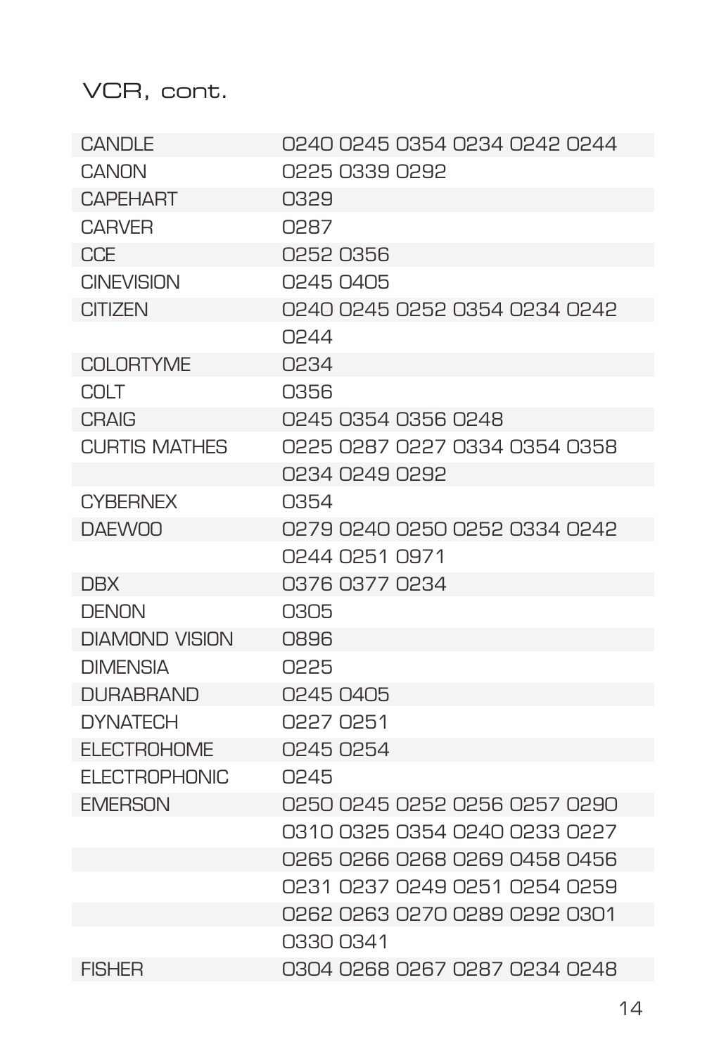## VCR, cont.

| | |
|---|---|
| CANDLE | 0240 0245 0354 0234 0242 0244 |
| CANON | 0225 0339 0292 |
| CAPEHART | 0329 |
| CARVER | 0287 |
| CCE | 0252 0356 |
| CINEVISION | 0245 0405 |
| CITIZEN | 0240 0245 0252 0354 0234 0242 0244 |
| COLORTYME | 0234 |
| COLT | 0356 |
| CRAIG | 0245 0354 0356 0248 |
| CURTIS MATHES | 0225 0287 0227 0334 0354 0358 0234 0249 0292 |
| CYBERNEX | 0354 |
| DAEWOO | 0279 0240 0250 0252 0334 0242 0244 0251 0971 |
| DBX | 0376 0377 0234 |
| DENON | 0305 |
| DIAMOND VISION | 0896 |
| DIMENSIA | 0225 |
| DURABRAND | 0245 0405 |
| DYNATECH | 0227 0251 |
| ELECTROHOME | 0245 0254 |
| ELECTROPHONIC | 0245 |
| EMERSON | 0250 0245 0252 0256 0257 0290 0310 0325 0354 0240 0233 0227 0265 0266 0268 0269 0458 0456 0231 0237 0249 0251 0254 0259 0262 0263 0270 0289 0292 0301 0330 0341 |
| FISHER | 0304 0268 0267 0287 0234 0248 |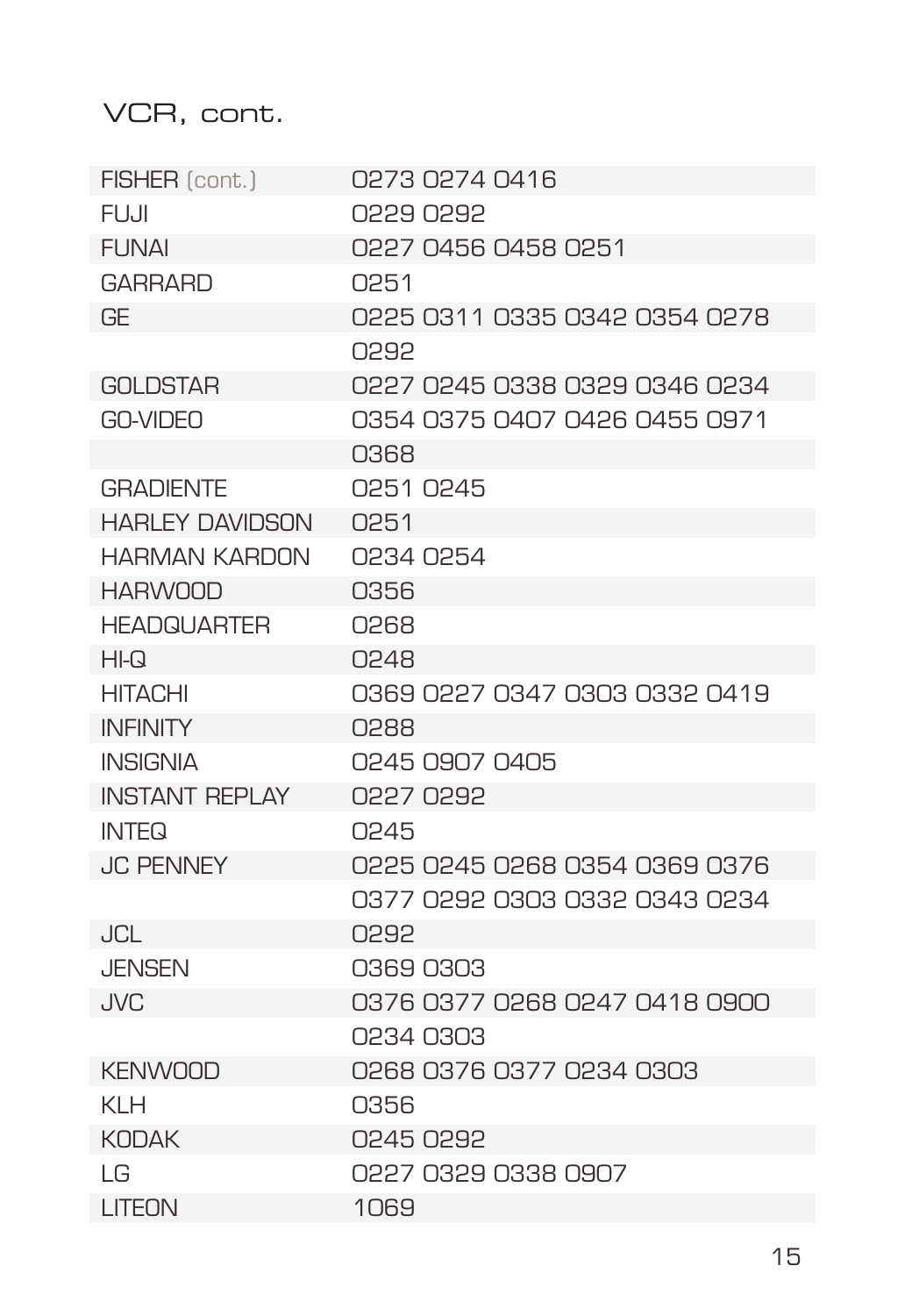## VCR, cont.

| | |
|---|---|
| FISHER (cont.) | 0273 0274 0416 |
| FUJI | 0229 0292 |
| FUNAI | 0227 0456 0458 0251 |
| GARRARD | 0251 |
| GE | 0225 0311 0335 0342 0354 0278 0292 |
| GOLDSTAR | 0227 0245 0338 0329 0346 0234 |
| GO-VIDEO | 0354 0375 0407 0426 0455 0971 0368 |
| GRADIENTE | 0251 0245 |
| HARLEY DAVIDSON | 0251 |
| HARMAN KARDON | 0234 0254 |
| HARWOOD | 0356 |
| HEADQUARTER | 0268 |
| HI-Q | 0248 |
| HITACHI | 0369 0227 0347 0303 0332 0419 |
| INFINITY | 0288 |
| INSIGNIA | 0245 0907 0405 |
| INSTANT REPLAY | 0227 0292 |
| INTEQ | 0245 |
| JC PENNEY | 0225 0245 0268 0354 0369 0376 0377 0292 0303 0332 0343 0234 |
| JCL | 0292 |
| JENSEN | 0369 0303 |
| JVC | 0376 0377 0268 0247 0418 0900 0234 0303 |
| KENWOOD | 0268 0376 0377 0234 0303 |
| KLH | 0356 |
| KODAK | 0245 0292 |
| LG | 0227 0329 0338 0907 |
| LITEON | 1069 |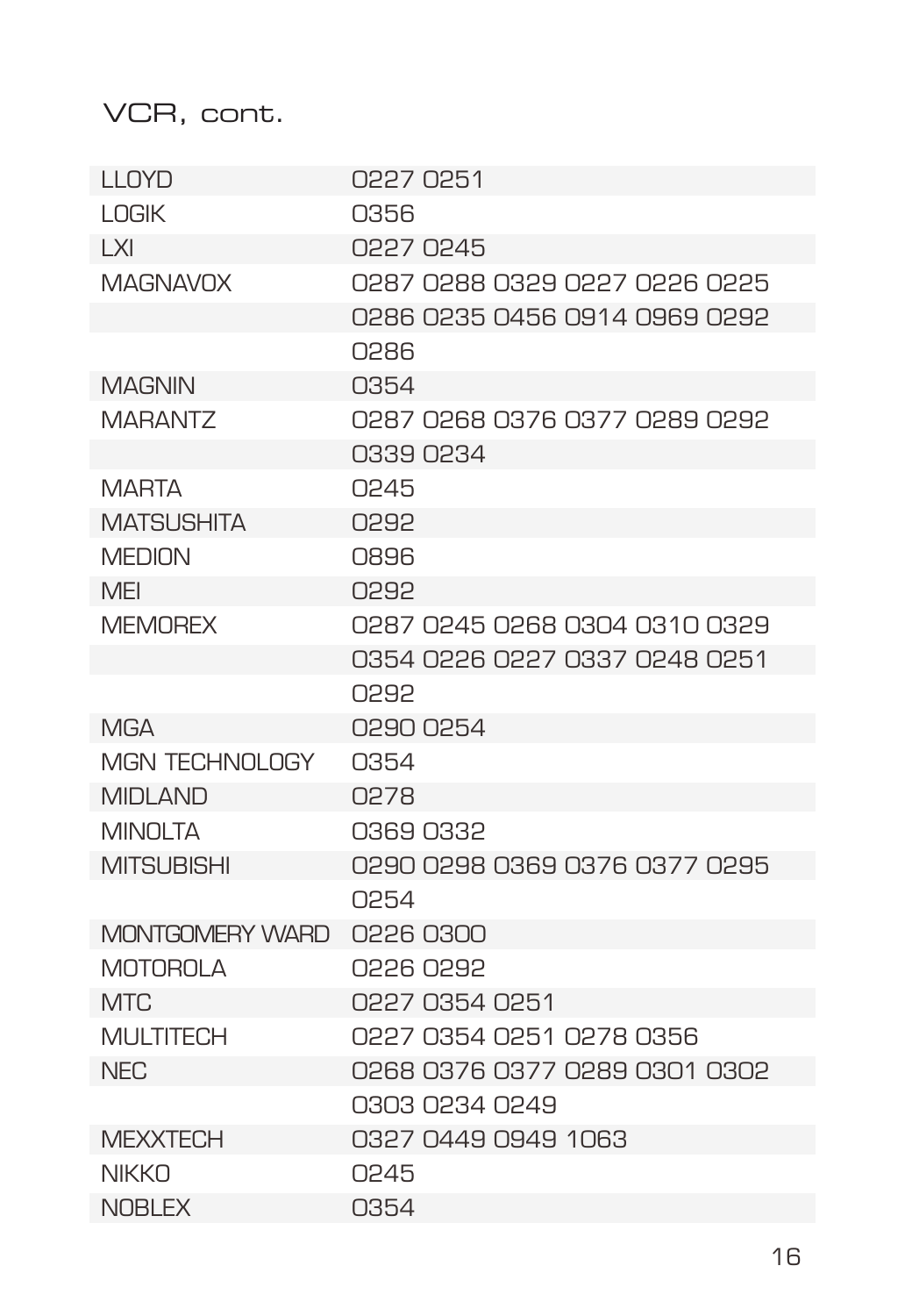## VCR, cont.

| | |
|---|---|
| LLOYD | 0227 0251 |
| LOGIK | 0356 |
| LXI | 0227 0245 |
| MAGNAVOX | 0287 0288 0329 0227 0226 0225 |
| | 0286 0235 0456 0914 0969 0292 |
| | 0286 |
| MAGNIN | 0354 |
| MARANTZ | 0287 0268 0376 0377 0289 0292 |
| | 0339 0234 |
| MARTA | 0245 |
| MATSUSHITA | 0292 |
| MEDION | 0896 |
| MEI | 0292 |
| MEMOREX | 0287 0245 0268 0304 0310 0329 |
| | 0354 0226 0227 0337 0248 0251 |
| | 0292 |
| MGA | 0290 0254 |
| MGN TECHNOLOGY | 0354 |
| MIDLAND | 0278 |
| MINOLTA | 0369 0332 |
| MITSUBISHI | 0290 0298 0369 0376 0377 0295 |
| | 0254 |
| MONTGOMERY WARD | 0226 0300 |
| MOTOROLA | 0226 0292 |
| MTC | 0227 0354 0251 |
| MULTITECH | 0227 0354 0251 0278 0356 |
| NEC | 0268 0376 0377 0289 0301 0302 |
| | 0303 0234 0249 |
| MEXXTECH | 0327 0449 0949 1063 |
| NIKKO | 0245 |
| NOBLEX | 0354 |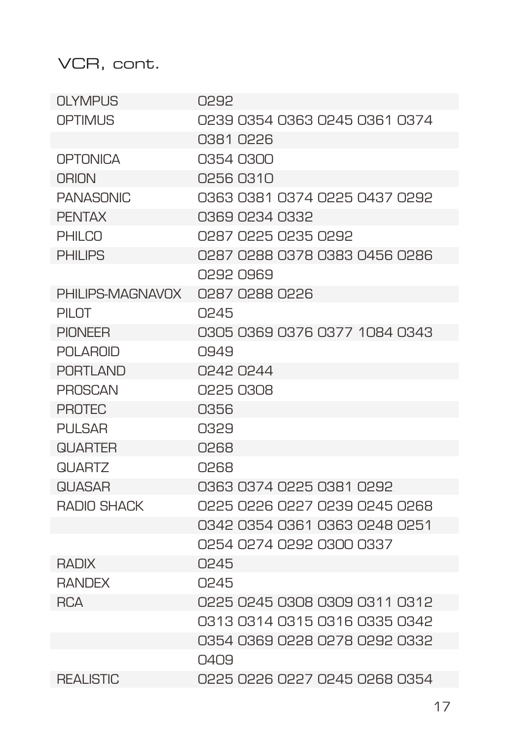## VCR, cont.

| | |
|---|---|
| OLYMPUS | 0292 |
| OPTIMUS | 0239 0354 0363 0245 0361 0374 0381 0226 |
| OPTONICA | 0354 0300 |
| ORION | 0256 0310 |
| PANASONIC | 0363 0381 0374 0225 0437 0292 |
| PENTAX | 0369 0234 0332 |
| PHILCO | 0287 0225 0235 0292 |
| PHILIPS | 0287 0288 0378 0383 0456 0286 0292 0969 |
| PHILIPS-MAGNAVOX | 0287 0288 0226 |
| PILOT | 0245 |
| PIONEER | 0305 0369 0376 0377 1084 0343 |
| POLAROID | 0949 |
| PORTLAND | 0242 0244 |
| PROSCAN | 0225 0308 |
| PROTEC | 0356 |
| PULSAR | 0329 |
| QUARTER | 0268 |
| QUARTZ | 0268 |
| QUASAR | 0363 0374 0225 0381 0292 |
| RADIO SHACK | 0225 0226 0227 0239 0245 0268 0342 0354 0361 0363 0248 0251 0254 0274 0292 0300 0337 |
| RADIX | 0245 |
| RANDEX | 0245 |
| RCA | 0225 0245 0308 0309 0311 0312 0313 0314 0315 0316 0335 0342 0354 0369 0228 0278 0292 0332 0409 |
| REALISTIC | 0225 0226 0227 0245 0268 0354 |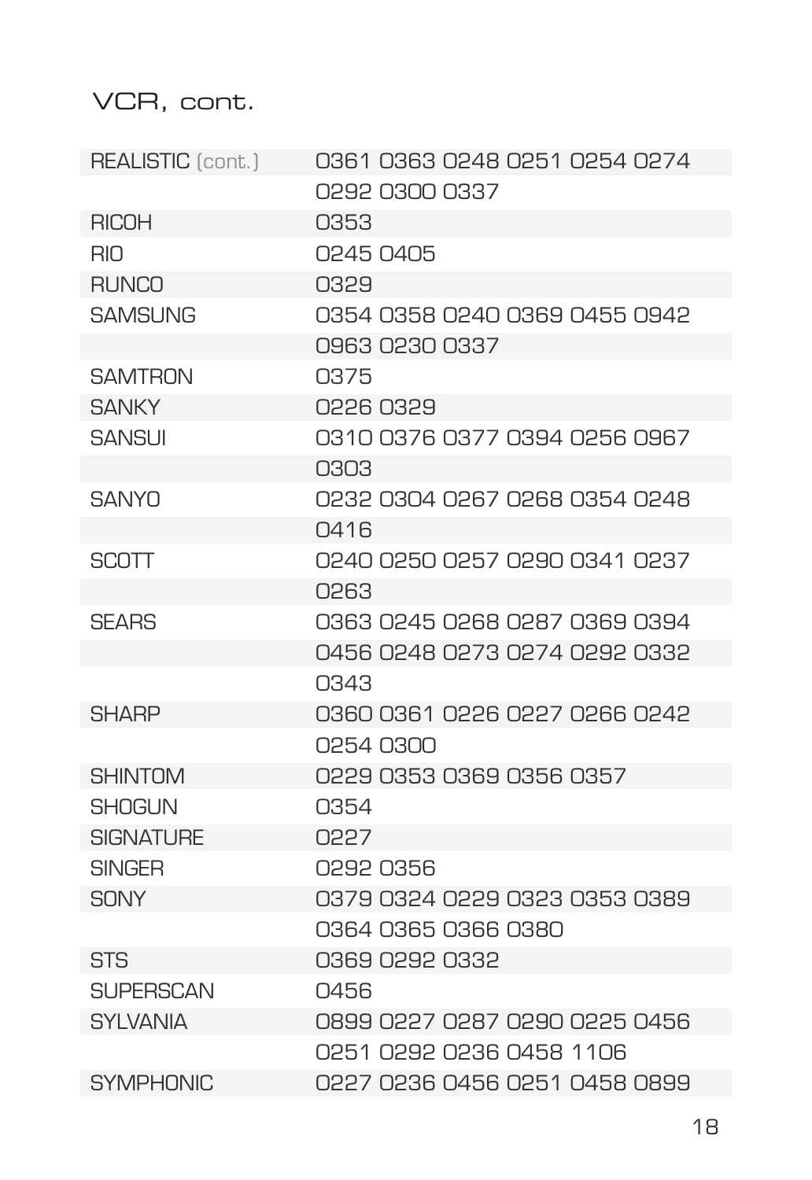## VCR, cont.

| Brand | Codes |
|---|---|
| REALISTIC (cont.) | 0361 0363 0248 0251 0254 0274 0292 0300 0337 |
| RICOH | 0353 |
| RIO | 0245 0405 |
| RUNCO | 0329 |
| SAMSUNG | 0354 0358 0240 0369 0455 0942 0963 0230 0337 |
| SAMTRON | 0375 |
| SANKY | 0226 0329 |
| SANSUI | 0310 0376 0377 0394 0256 0967 0303 |
| SANYO | 0232 0304 0267 0268 0354 0248 0416 |
| SCOTT | 0240 0250 0257 0290 0341 0237 0263 |
| SEARS | 0363 0245 0268 0287 0369 0394 0456 0248 0273 0274 0292 0332 0343 |
| SHARP | 0360 0361 0226 0227 0266 0242 0254 0300 |
| SHINTOM | 0229 0353 0369 0356 0357 |
| SHOGUN | 0354 |
| SIGNATURE | 0227 |
| SINGER | 0292 0356 |
| SONY | 0379 0324 0229 0323 0353 0389 0364 0365 0366 0380 |
| STS | 0369 0292 0332 |
| SUPERSCAN | 0456 |
| SYLVANIA | 0899 0227 0287 0290 0225 0456 0251 0292 0236 0458 1106 |
| SYMPHONIC | 0227 0236 0456 0251 0458 0899 |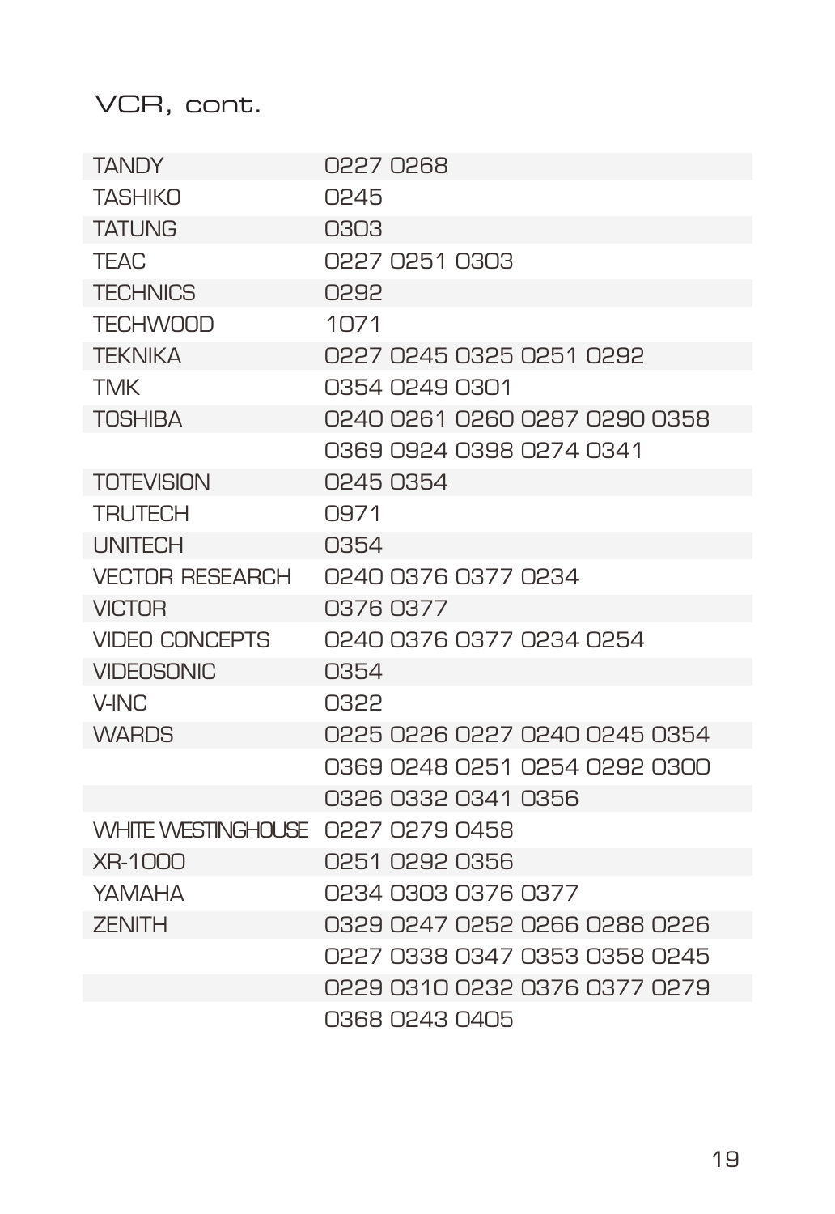## VCR, cont.

| | |
|---|---|
| TANDY | 0227 0268 |
| TASHIKO | 0245 |
| TATUNG | 0303 |
| TEAC | 0227 0251 0303 |
| TECHNICS | 0292 |
| TECHWOOD | 1071 |
| TEKNIKA | 0227 0245 0325 0251 0292 |
| TMK | 0354 0249 0301 |
| TOSHIBA | 0240 0261 0260 0287 0290 0358 0369 0924 0398 0274 0341 |
| TOTEVISION | 0245 0354 |
| TRUTECH | 0971 |
| UNITECH | 0354 |
| VECTOR RESEARCH | 0240 0376 0377 0234 |
| VICTOR | 0376 0377 |
| VIDEO CONCEPTS | 0240 0376 0377 0234 0254 |
| VIDEOSONIC | 0354 |
| V-INC | 0322 |
| WARDS | 0225 0226 0227 0240 0245 0354 0369 0248 0251 0254 0292 0300 0326 0332 0341 0356 |
| WHITE WESTINGHOUSE | 0227 0279 0458 |
| XR-1000 | 0251 0292 0356 |
| YAMAHA | 0234 0303 0376 0377 |
| ZENITH | 0329 0247 0252 0266 0288 0226 0227 0338 0347 0353 0358 0245 0229 0310 0232 0376 0377 0279 0368 0243 0405 |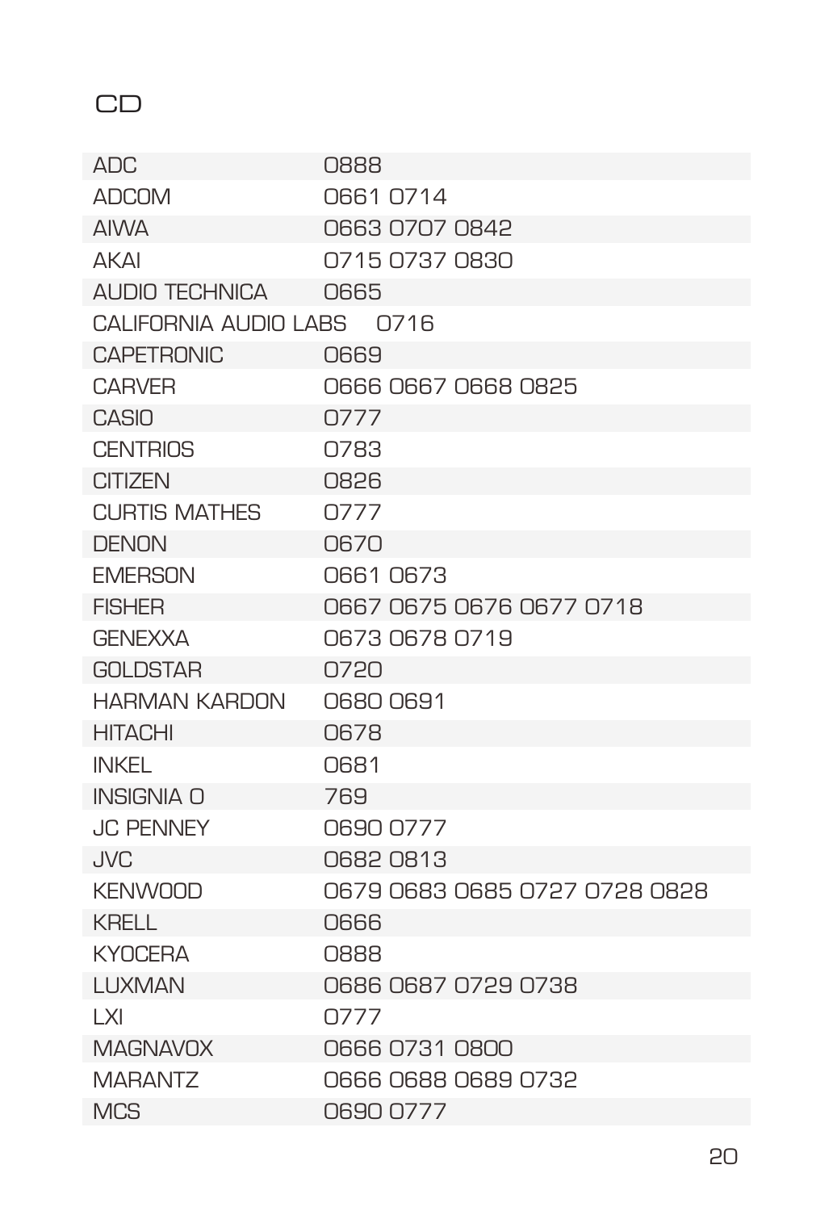# CD

| | |
|---|---|
| ADC | 0888 |
| ADCOM | 0661 0714 |
| AIWA | 0663 0707 0842 |
| AKAI | 0715 0737 0830 |
| AUDIO TECHNICA | 0665 |
| CALIFORNIA AUDIO LABS | 0716 |
| CAPETRONIC | 0669 |
| CARVER | 0666 0667 0668 0825 |
| CASIO | 0777 |
| CENTRIOS | 0783 |
| CITIZEN | 0826 |
| CURTIS MATHES | 0777 |
| DENON | 0670 |
| EMERSON | 0661 0673 |
| FISHER | 0667 0675 0676 0677 0718 |
| GENEXXA | 0673 0678 0719 |
| GOLDSTAR | 0720 |
| HARMAN KARDON | 0680 0691 |
| HITACHI | 0678 |
| INKEL | 0681 |
| INSIGNIA 0 | 769 |
| JC PENNEY | 0690 0777 |
| JVC | 0682 0813 |
| KENWOOD | 0679 0683 0685 0727 0728 0828 |
| KRELL | 0666 |
| KYOCERA | 0888 |
| LUXMAN | 0686 0687 0729 0738 |
| LXI | 0777 |
| MAGNAVOX | 0666 0731 0800 |
| MARANTZ | 0666 0688 0689 0732 |
| MCS | 0690 0777 |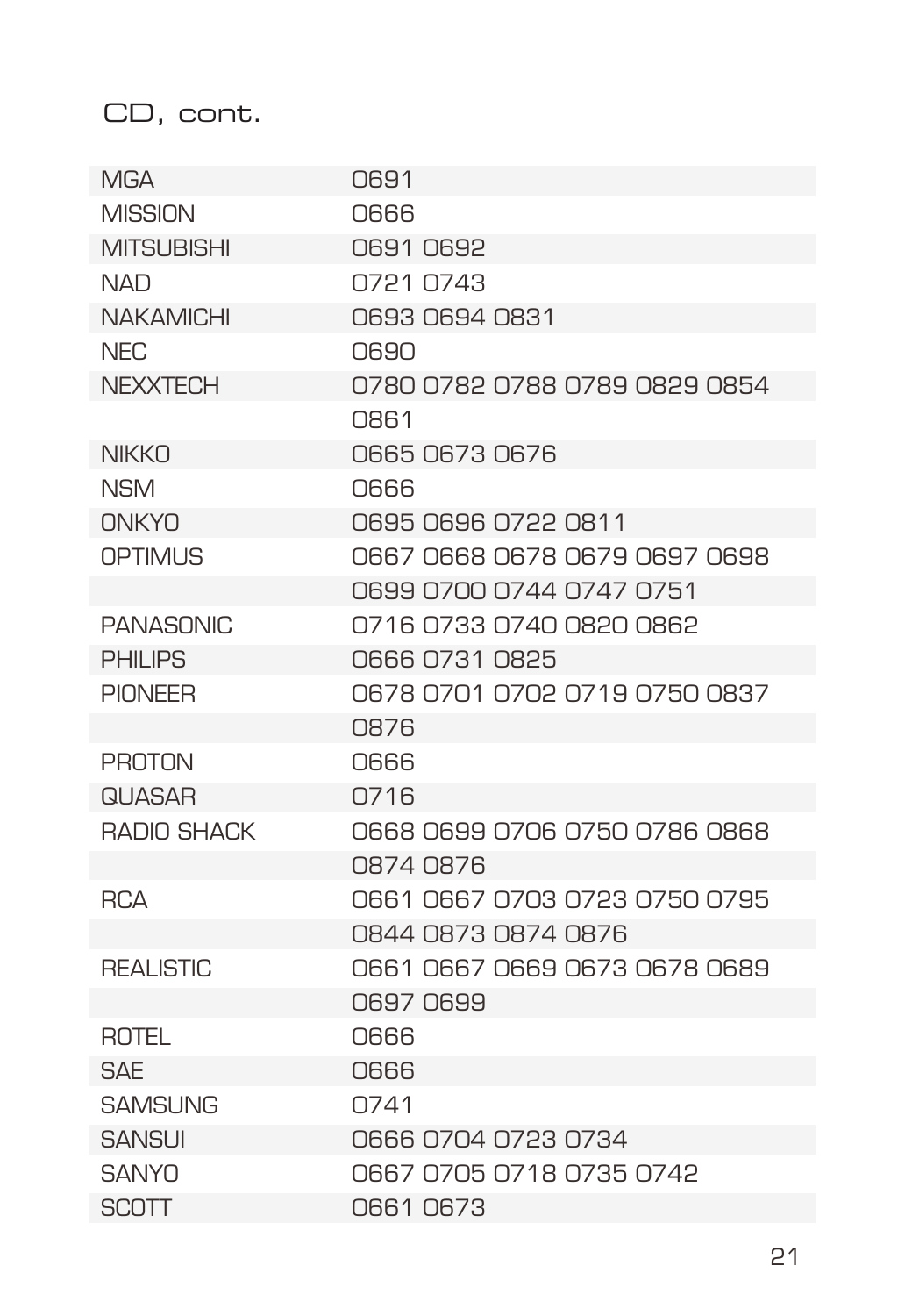CD, cont.

| | |
|---|---|
| MGA | 0691 |
| MISSION | 0666 |
| MITSUBISHI | 0691 0692 |
| NAD | 0721 0743 |
| NAKAMICHI | 0693 0694 0831 |
| NEC | 0690 |
| NEXXTECH | 0780 0782 0788 0789 0829 0854 0861 |
| NIKKO | 0665 0673 0676 |
| NSM | 0666 |
| ONKYO | 0695 0696 0722 0811 |
| OPTIMUS | 0667 0668 0678 0679 0697 0698 0699 0700 0744 0747 0751 |
| PANASONIC | 0716 0733 0740 0820 0862 |
| PHILIPS | 0666 0731 0825 |
| PIONEER | 0678 0701 0702 0719 0750 0837 0876 |
| PROTON | 0666 |
| QUASAR | 0716 |
| RADIO SHACK | 0668 0699 0706 0750 0786 0868 0874 0876 |
| RCA | 0661 0667 0703 0723 0750 0795 0844 0873 0874 0876 |
| REALISTIC | 0661 0667 0669 0673 0678 0689 0697 0699 |
| ROTEL | 0666 |
| SAE | 0666 |
| SAMSUNG | 0741 |
| SANSUI | 0666 0704 0723 0734 |
| SANYO | 0667 0705 0718 0735 0742 |
| SCOTT | 0661 0673 |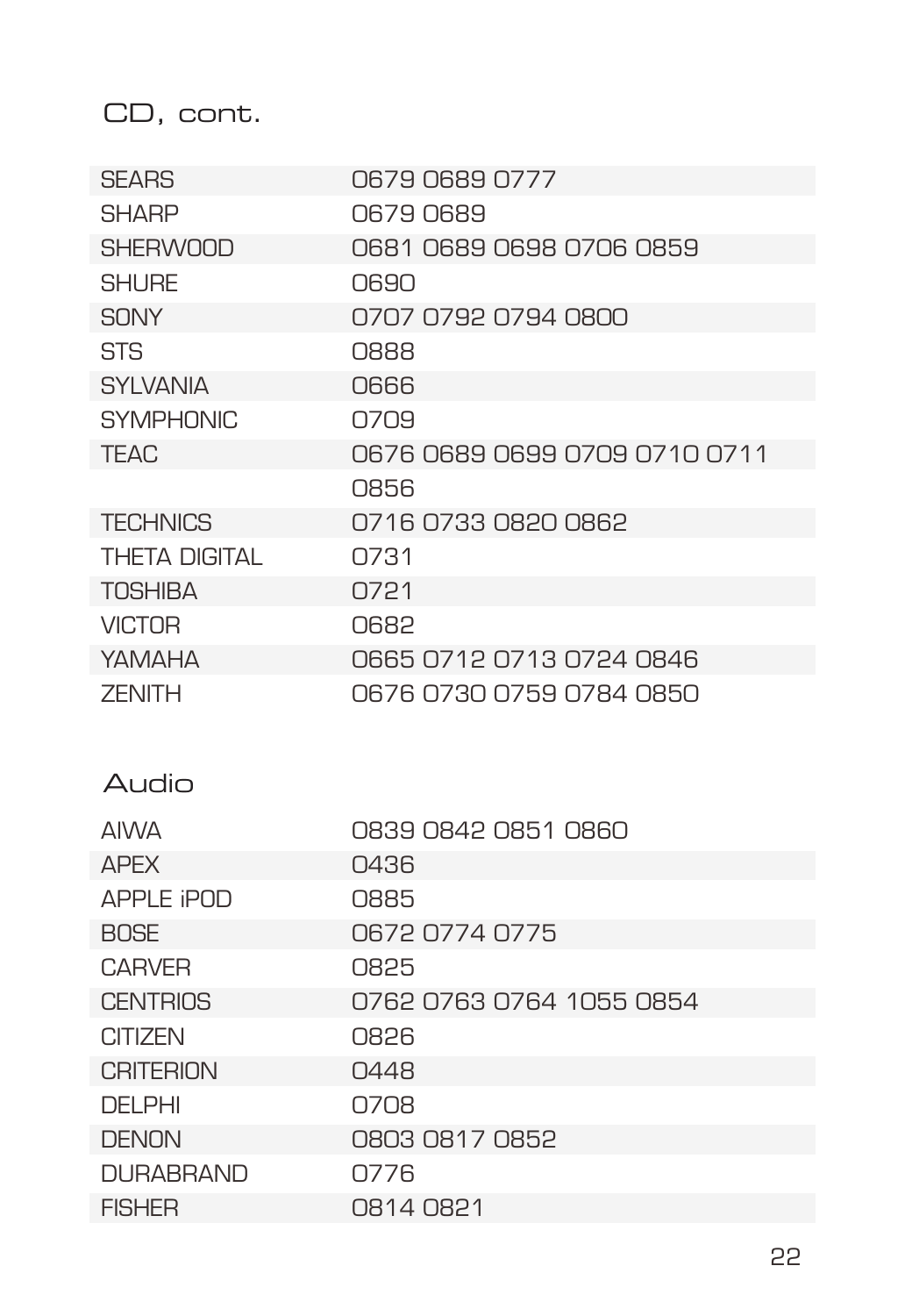## CD, cont.

| | |
|---|---|
| SEARS | 0679 0689 0777 |
| SHARP | 0679 0689 |
| SHERWOOD | 0681 0689 0698 0706 0859 |
| SHURE | 0690 |
| SONY | 0707 0792 0794 0800 |
| STS | 0888 |
| SYLVANIA | 0666 |
| SYMPHONIC | 0709 |
| TEAC | 0676 0689 0699 0709 0710 0711 0856 |
| TECHNICS | 0716 0733 0820 0862 |
| THETA DIGITAL | 0731 |
| TOSHIBA | 0721 |
| VICTOR | 0682 |
| YAMAHA | 0665 0712 0713 0724 0846 |
| ZENITH | 0676 0730 0759 0784 0850 |

## Audio

| | |
|---|---|
| AIWA | 0839 0842 0851 0860 |
| APEX | 0436 |
| APPLE iPOD | 0885 |
| BOSE | 0672 0774 0775 |
| CARVER | 0825 |
| CENTRIOS | 0762 0763 0764 1055 0854 |
| CITIZEN | 0826 |
| CRITERION | 0448 |
| DELPHI | 0708 |
| DENON | 0803 0817 0852 |
| DURABRAND | 0776 |
| FISHER | 0814 0821 |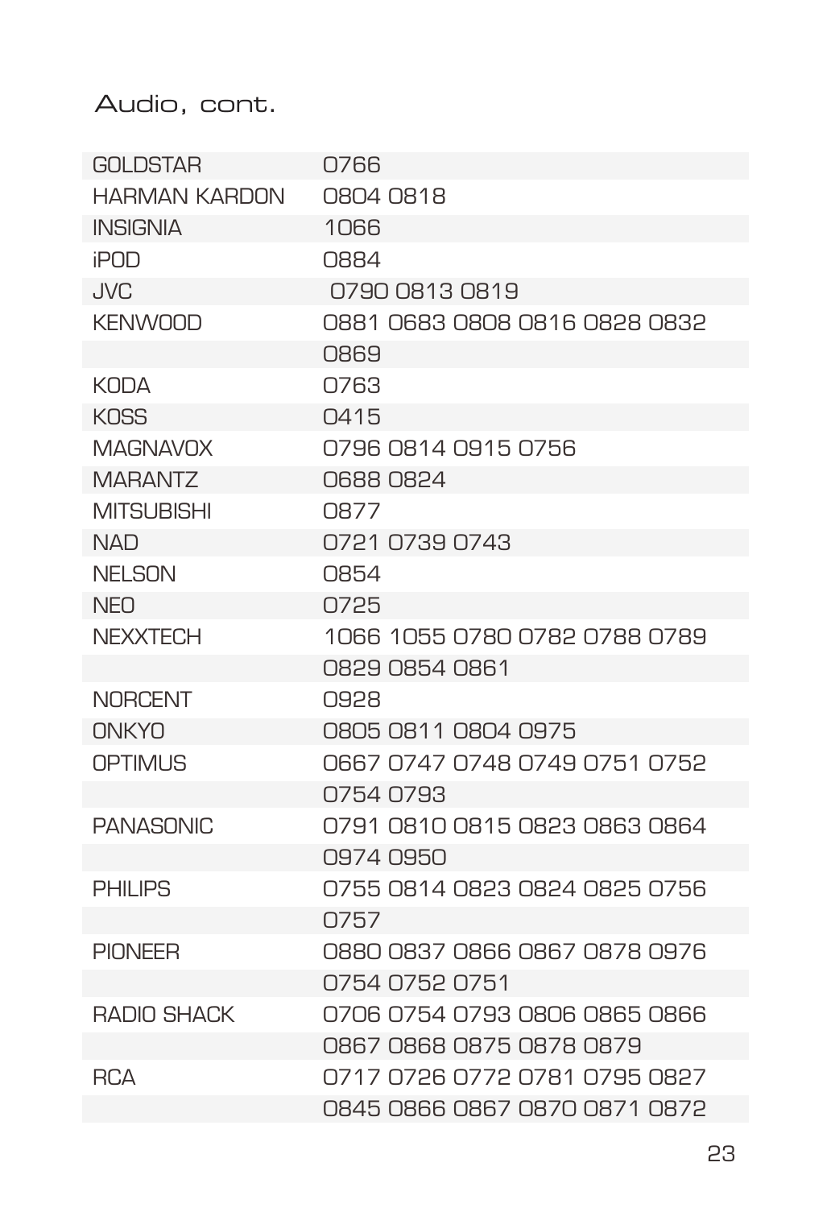Audio, cont.

| | |
|---|---|
| GOLDSTAR | 0766 |
| HARMAN KARDON | 0804 0818 |
| INSIGNIA | 1066 |
| iPOD | 0884 |
| JVC | 0790 0813 0819 |
| KENWOOD | 0881 0683 0808 0816 0828 0832 |
| | 0869 |
| KODA | 0763 |
| KOSS | 0415 |
| MAGNAVOX | 0796 0814 0915 0756 |
| MARANTZ | 0688 0824 |
| MITSUBISHI | 0877 |
| NAD | 0721 0739 0743 |
| NELSON | 0854 |
| NEO | 0725 |
| NEXXTECH | 1066 1055 0780 0782 0788 0789 |
| | 0829 0854 0861 |
| NORCENT | 0928 |
| ONKYO | 0805 0811 0804 0975 |
| OPTIMUS | 0667 0747 0748 0749 0751 0752 |
| | 0754 0793 |
| PANASONIC | 0791 0810 0815 0823 0863 0864 |
| | 0974 0950 |
| PHILIPS | 0755 0814 0823 0824 0825 0756 |
| | 0757 |
| PIONEER | 0880 0837 0866 0867 0878 0976 |
| | 0754 0752 0751 |
| RADIO SHACK | 0706 0754 0793 0806 0865 0866 |
| | 0867 0868 0875 0878 0879 |
| RCA | 0717 0726 0772 0781 0795 0827 |
| | 0845 0866 0867 0870 0871 0872 |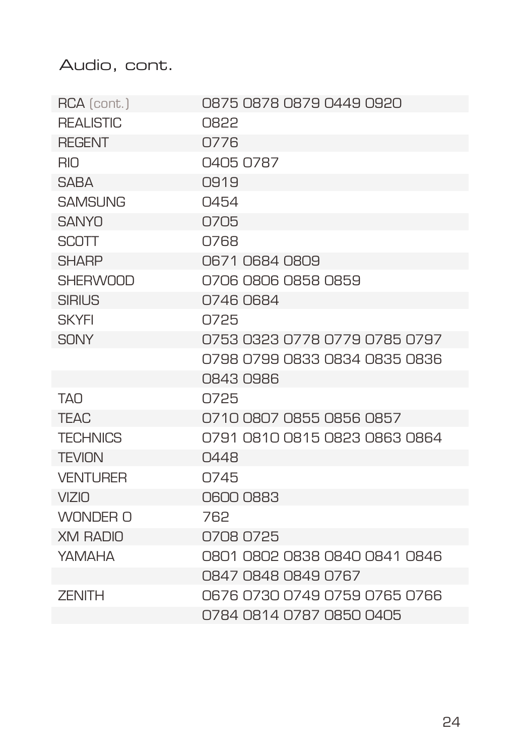## Audio, cont.

| | |
|---|---|
| RCA (cont.) | 0875 0878 0879 0449 0920 |
| REALISTIC | 0822 |
| REGENT | 0776 |
| RIO | 0405 0787 |
| SABA | 0919 |
| SAMSUNG | 0454 |
| SANYO | 0705 |
| SCOTT | 0768 |
| SHARP | 0671 0684 0809 |
| SHERWOOD | 0706 0806 0858 0859 |
| SIRIUS | 0746 0684 |
| SKYFI | 0725 |
| SONY | 0753 0323 0778 0779 0785 0797 |
| | 0798 0799 0833 0834 0835 0836 |
| | 0843 0986 |
| TAO | 0725 |
| TEAC | 0710 0807 0855 0856 0857 |
| TECHNICS | 0791 0810 0815 0823 0863 0864 |
| TEVION | 0448 |
| VENTURER | 0745 |
| VIZIO | 0600 0883 |
| WONDER O | 762 |
| XM RADIO | 0708 0725 |
| YAMAHA | 0801 0802 0838 0840 0841 0846 |
| | 0847 0848 0849 0767 |
| ZENITH | 0676 0730 0749 0759 0765 0766 |
| | 0784 0814 0787 0850 0405 |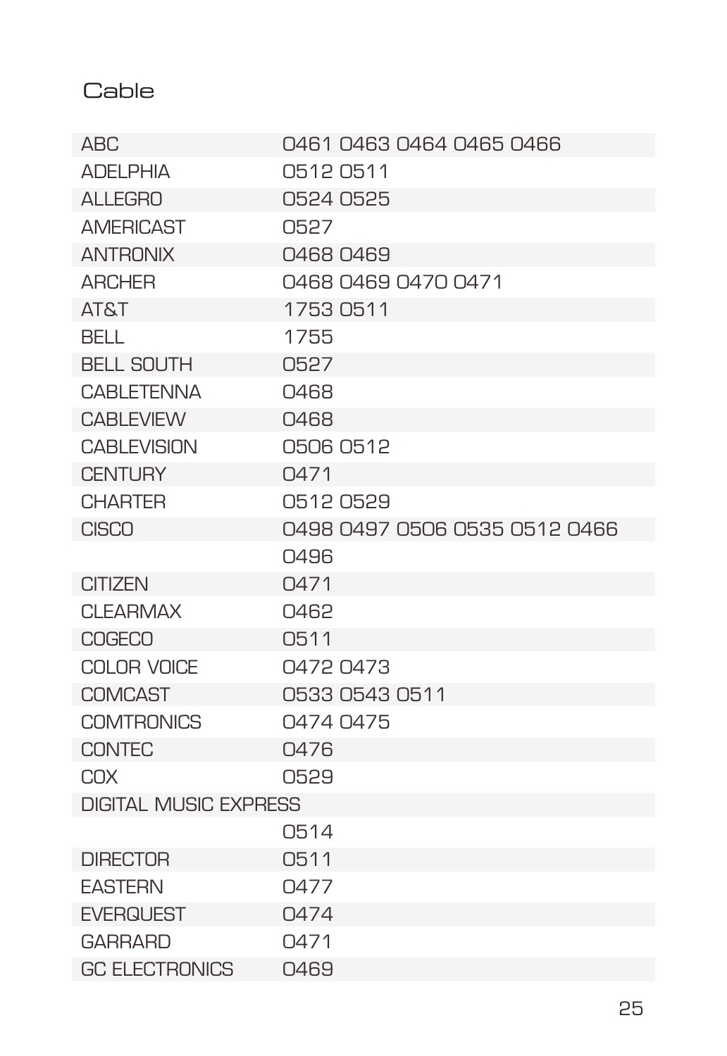## Cable

| | |
|---|---|
| ABC | 0461 0463 0464 0465 0466 |
| ADELPHIA | 0512 0511 |
| ALLEGRO | 0524 0525 |
| AMERICAST | 0527 |
| ANTRONIX | 0468 0469 |
| ARCHER | 0468 0469 0470 0471 |
| AT&T | 1753 0511 |
| BELL | 1755 |
| BELL SOUTH | 0527 |
| CABLETENNA | 0468 |
| CABLEVIEW | 0468 |
| CABLEVISION | 0506 0512 |
| CENTURY | 0471 |
| CHARTER | 0512 0529 |
| CISCO | 0498 0497 0506 0535 0512 0466 0496 |
| CITIZEN | 0471 |
| CLEARMAX | 0462 |
| COGECO | 0511 |
| COLOR VOICE | 0472 0473 |
| COMCAST | 0533 0543 0511 |
| COMTRONICS | 0474 0475 |
| CONTEC | 0476 |
| COX | 0529 |
| DIGITAL MUSIC EXPRESS | 0514 |
| DIRECTOR | 0511 |
| EASTERN | 0477 |
| EVERQUEST | 0474 |
| GARRARD | 0471 |
| GC ELECTRONICS | 0469 |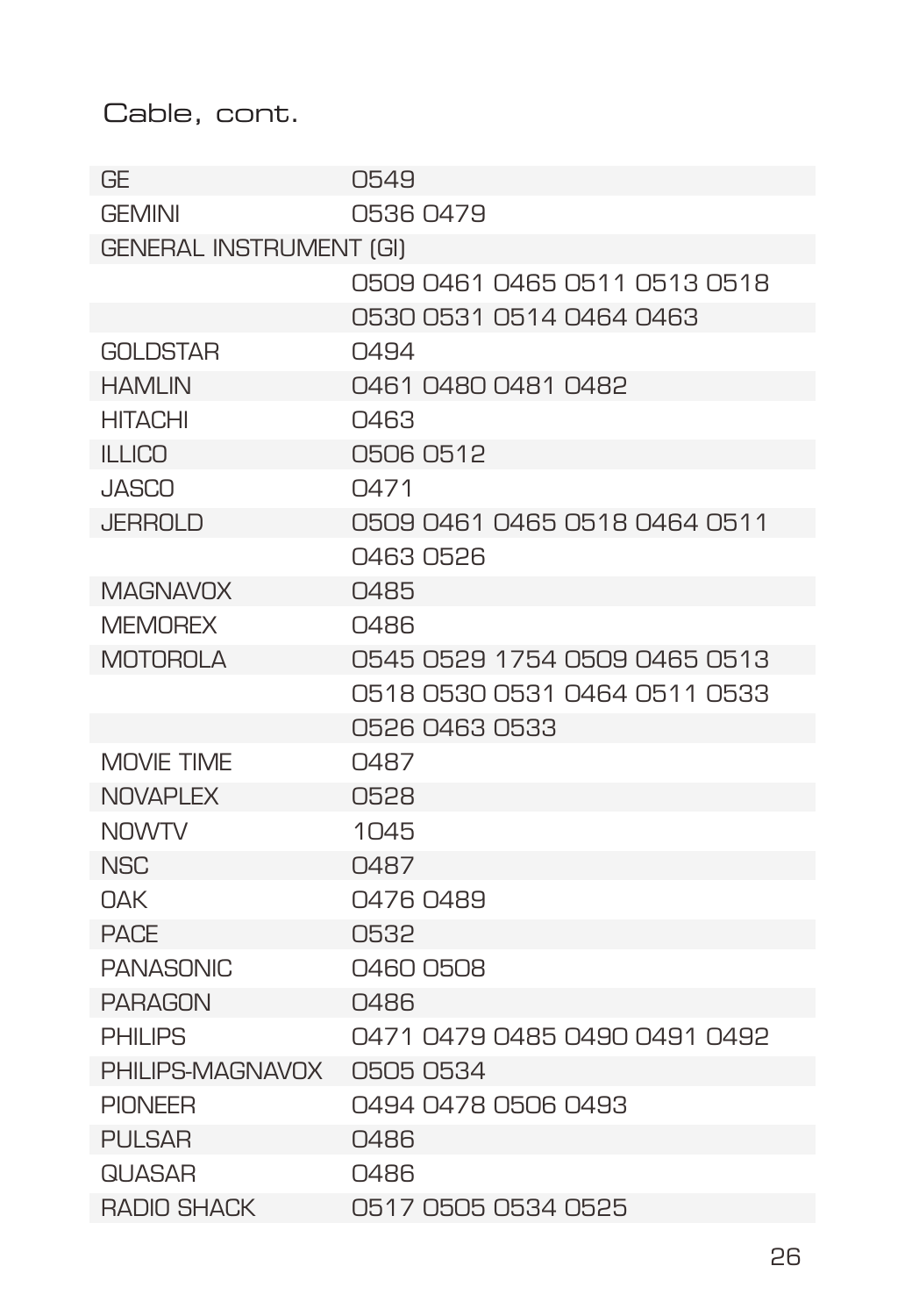Cable, cont.

| | |
|---|---|
| GE | 0549 |
| GEMINI | 0536 0479 |
| GENERAL INSTRUMENT (GI) | |
| | 0509 0461 0465 0511 0513 0518 |
| | 0530 0531 0514 0464 0463 |
| GOLDSTAR | 0494 |
| HAMLIN | 0461 0480 0481 0482 |
| HITACHI | 0463 |
| ILLICO | 0506 0512 |
| JASCO | 0471 |
| JERROLD | 0509 0461 0465 0518 0464 0511 |
| | 0463 0526 |
| MAGNAVOX | 0485 |
| MEMOREX | 0486 |
| MOTOROLA | 0545 0529 1754 0509 0465 0513 |
| | 0518 0530 0531 0464 0511 0533 |
| | 0526 0463 0533 |
| MOVIE TIME | 0487 |
| NOVAPLEX | 0528 |
| NOWTV | 1045 |
| NSC | 0487 |
| OAK | 0476 0489 |
| PACE | 0532 |
| PANASONIC | 0460 0508 |
| PARAGON | 0486 |
| PHILIPS | 0471 0479 0485 0490 0491 0492 |
| PHILIPS-MAGNAVOX | 0505 0534 |
| PIONEER | 0494 0478 0506 0493 |
| PULSAR | 0486 |
| QUASAR | 0486 |
| RADIO SHACK | 0517 0505 0534 0525 |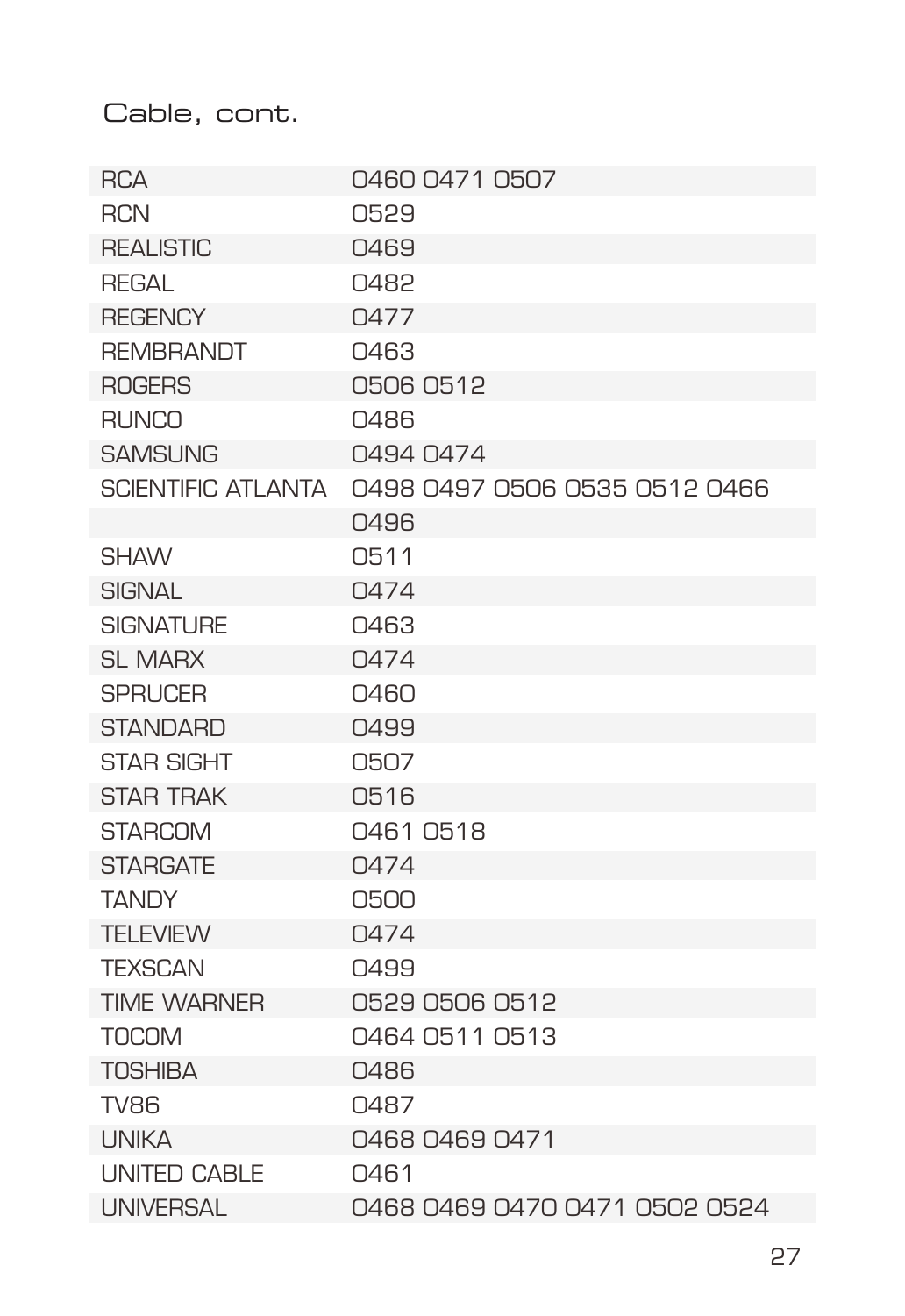Cable, cont.

| | |
|---|---|
| RCA | 0460 0471 0507 |
| RCN | 0529 |
| REALISTIC | 0469 |
| REGAL | 0482 |
| REGENCY | 0477 |
| REMBRANDT | 0463 |
| ROGERS | 0506 0512 |
| RUNCO | 0486 |
| SAMSUNG | 0494 0474 |
| SCIENTIFIC ATLANTA | 0498 0497 0506 0535 0512 0466 |
| | 0496 |
| SHAW | 0511 |
| SIGNAL | 0474 |
| SIGNATURE | 0463 |
| SL MARX | 0474 |
| SPRUCER | 0460 |
| STANDARD | 0499 |
| STAR SIGHT | 0507 |
| STAR TRAK | 0516 |
| STARCOM | 0461 0518 |
| STARGATE | 0474 |
| TANDY | 0500 |
| TELEVIEW | 0474 |
| TEXSCAN | 0499 |
| TIME WARNER | 0529 0506 0512 |
| TOCOM | 0464 0511 0513 |
| TOSHIBA | 0486 |
| TV86 | 0487 |
| UNIKA | 0468 0469 0471 |
| UNITED CABLE | 0461 |
| UNIVERSAL | 0468 0469 0470 0471 0502 0524 |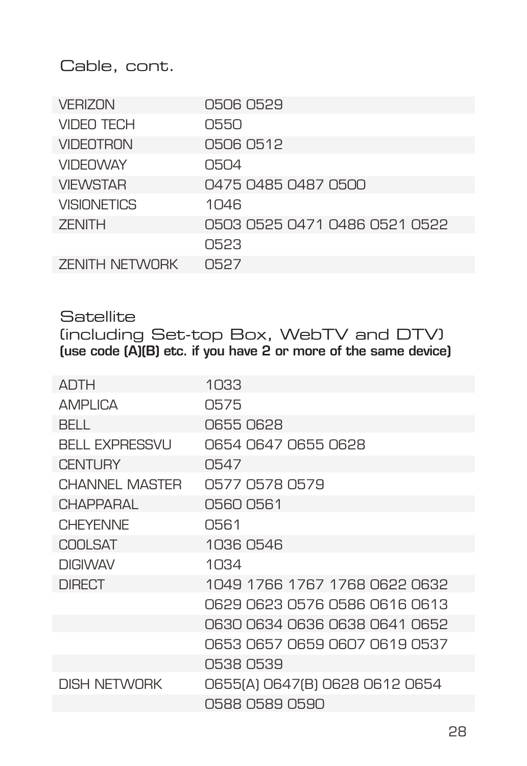## Cable, cont.

| | |
|---|---|
| VERIZON | 0506 0529 |
| VIDEO TECH | 0550 |
| VIDEOTRON | 0506 0512 |
| VIDEOWAY | 0504 |
| VIEWSTAR | 0475 0485 0487 0500 |
| VISIONETICS | 1046 |
| ZENITH | 0503 0525 0471 0486 0521 0522 0523 |
| ZENITH NETWORK | 0527 |

## Satellite
## (including Set-top Box, WebTV and DTV)
**(use code (A)(B) etc. if you have 2 or more of the same device)**

| | |
|---|---|
| ADTH | 1033 |
| AMPLICA | 0575 |
| BELL | 0655 0628 |
| BELL EXPRESSVU | 0654 0647 0655 0628 |
| CENTURY | 0547 |
| CHANNEL MASTER | 0577 0578 0579 |
| CHAPPARAL | 0560 0561 |
| CHEYENNE | 0561 |
| COOLSAT | 1036 0546 |
| DIGIWAV | 1034 |
| DIRECT | 1049 1766 1767 1768 0622 0632 0629 0623 0576 0586 0616 0613 0630 0634 0636 0638 0641 0652 0653 0657 0659 0607 0619 0537 0538 0539 |
| DISH NETWORK | 0655(A) 0647(B) 0628 0612 0654 0588 0589 0590 |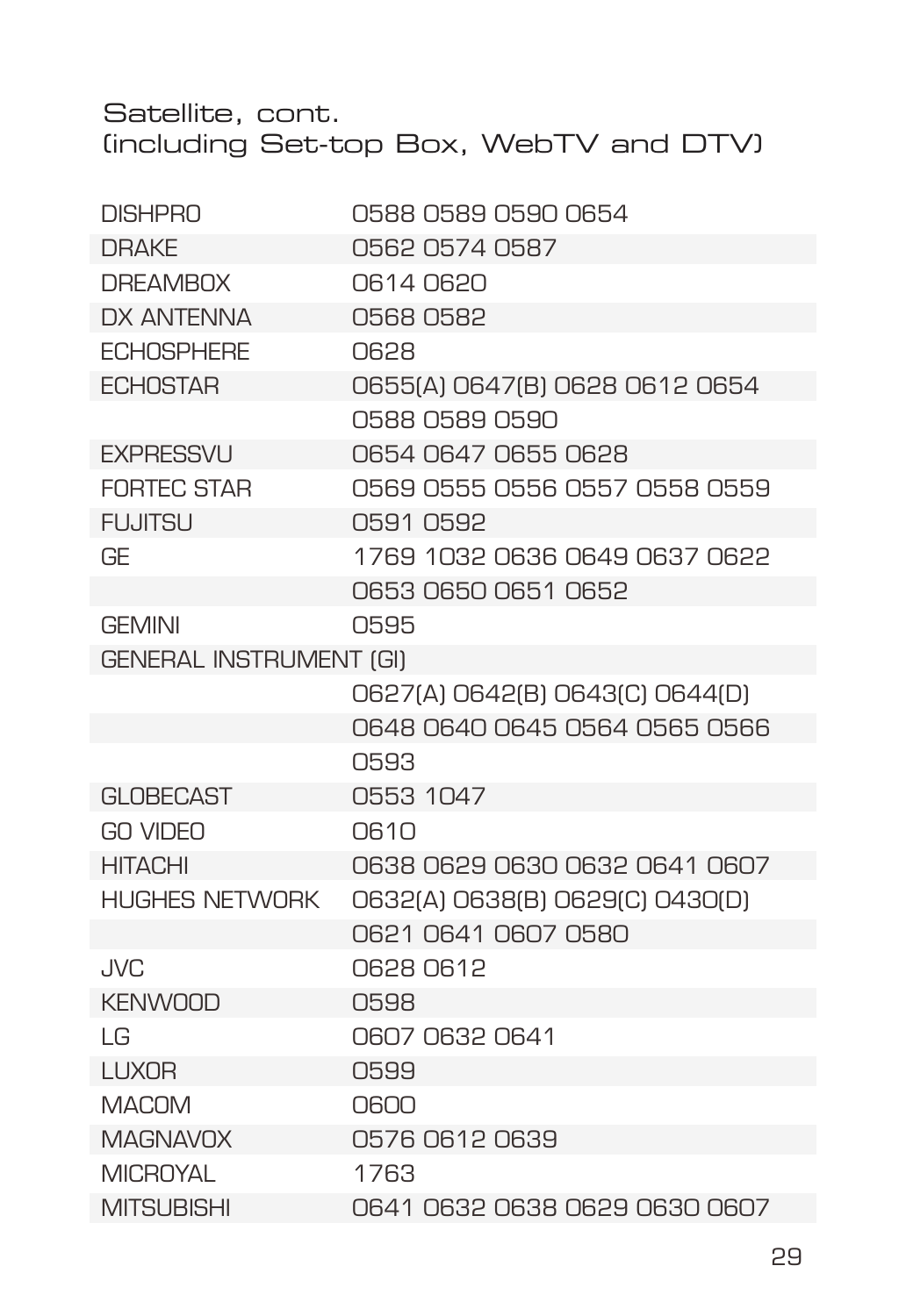Satellite, cont.
(including Set-top Box, WebTV and DTV)

| Brand | Codes |
|---|---|
| DISHPRO | 0588 0589 0590 0654 |
| DRAKE | 0562 0574 0587 |
| DREAMBOX | 0614 0620 |
| DX ANTENNA | 0568 0582 |
| ECHOSPHERE | 0628 |
| ECHOSTAR | 0655(A) 0647(B) 0628 0612 0654 |
| | 0588 0589 0590 |
| EXPRESSVU | 0654 0647 0655 0628 |
| FORTEC STAR | 0569 0555 0556 0557 0558 0559 |
| FUJITSU | 0591 0592 |
| GE | 1769 1032 0636 0649 0637 0622 |
| | 0653 0650 0651 0652 |
| GEMINI | 0595 |
| GENERAL INSTRUMENT (GI) | |
| | 0627(A) 0642(B) 0643(C) 0644(D) |
| | 0648 0640 0645 0564 0565 0566 |
| | 0593 |
| GLOBECAST | 0553 1047 |
| GO VIDEO | 0610 |
| HITACHI | 0638 0629 0630 0632 0641 0607 |
| HUGHES NETWORK | 0632(A) 0638(B) 0629(C) 0430(D) |
| | 0621 0641 0607 0580 |
| JVC | 0628 0612 |
| KENWOOD | 0598 |
| LG | 0607 0632 0641 |
| LUXOR | 0599 |
| MACOM | 0600 |
| MAGNAVOX | 0576 0612 0639 |
| MICROYAL | 1763 |
| MITSUBISHI | 0641 0632 0638 0629 0630 0607 |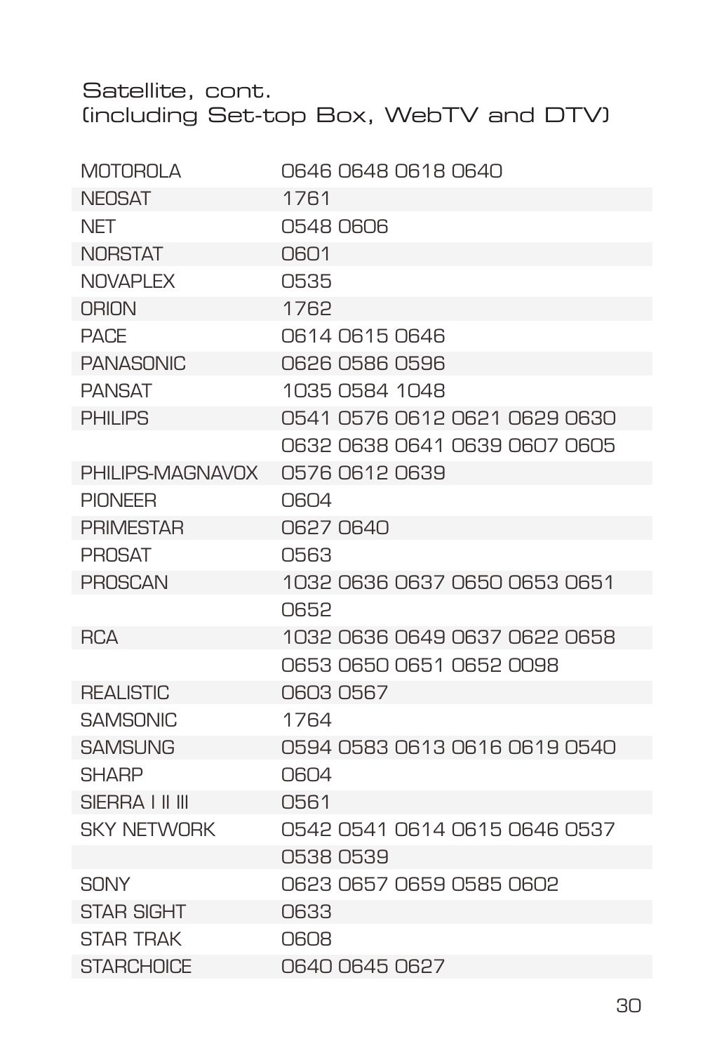Satellite, cont.
(including Set-top Box, WebTV and DTV)

| | |
|---|---|
| MOTOROLA | 0646 0648 0618 0640 |
| NEOSAT | 1761 |
| NET | 0548 0606 |
| NORSTAT | 0601 |
| NOVAPLEX | 0535 |
| ORION | 1762 |
| PACE | 0614 0615 0646 |
| PANASONIC | 0626 0586 0596 |
| PANSAT | 1035 0584 1048 |
| PHILIPS | 0541 0576 0612 0621 0629 0630 0632 0638 0641 0639 0607 0605 |
| PHILIPS-MAGNAVOX | 0576 0612 0639 |
| PIONEER | 0604 |
| PRIMESTAR | 0627 0640 |
| PROSAT | 0563 |
| PROSCAN | 1032 0636 0637 0650 0653 0651 0652 |
| RCA | 1032 0636 0649 0637 0622 0658 0653 0650 0651 0652 0098 |
| REALISTIC | 0603 0567 |
| SAMSONIC | 1764 |
| SAMSUNG | 0594 0583 0613 0616 0619 0540 |
| SHARP | 0604 |
| SIERRA I II III | 0561 |
| SKY NETWORK | 0542 0541 0614 0615 0646 0537 0538 0539 |
| SONY | 0623 0657 0659 0585 0602 |
| STAR SIGHT | 0633 |
| STAR TRAK | 0608 |
| STARCHOICE | 0640 0645 0627 |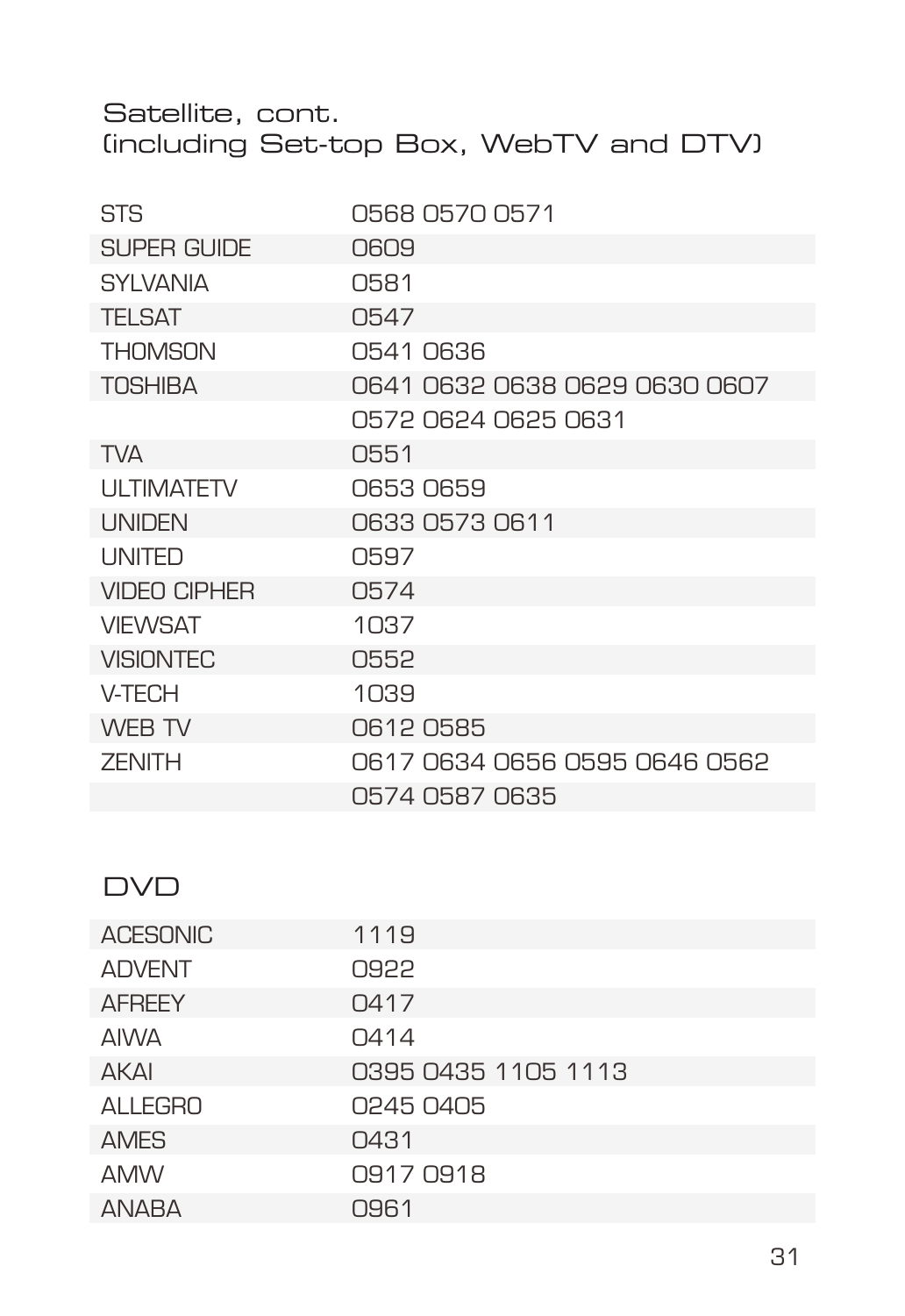## Satellite, cont. (including Set-top Box, WebTV and DTV)

| | |
|---|---|
| STS | 0568 0570 0571 |
| SUPER GUIDE | 0609 |
| SYLVANIA | 0581 |
| TELSAT | 0547 |
| THOMSON | 0541 0636 |
| TOSHIBA | 0641 0632 0638 0629 0630 0607 |
| | 0572 0624 0625 0631 |
| TVA | 0551 |
| ULTIMATETV | 0653 0659 |
| UNIDEN | 0633 0573 0611 |
| UNITED | 0597 |
| VIDEO CIPHER | 0574 |
| VIEWSAT | 1037 |
| VISIONTEC | 0552 |
| V-TECH | 1039 |
| WEB TV | 0612 0585 |
| ZENITH | 0617 0634 0656 0595 0646 0562 |
| | 0574 0587 0635 |

## DVD

| | |
|---|---|
| ACESONIC | 1119 |
| ADVENT | 0922 |
| AFREEY | 0417 |
| AIWA | 0414 |
| AKAI | 0395 0435 1105 1113 |
| ALLEGRO | 0245 0405 |
| AMES | 0431 |
| AMW | 0917 0918 |
| ANABA | 0961 |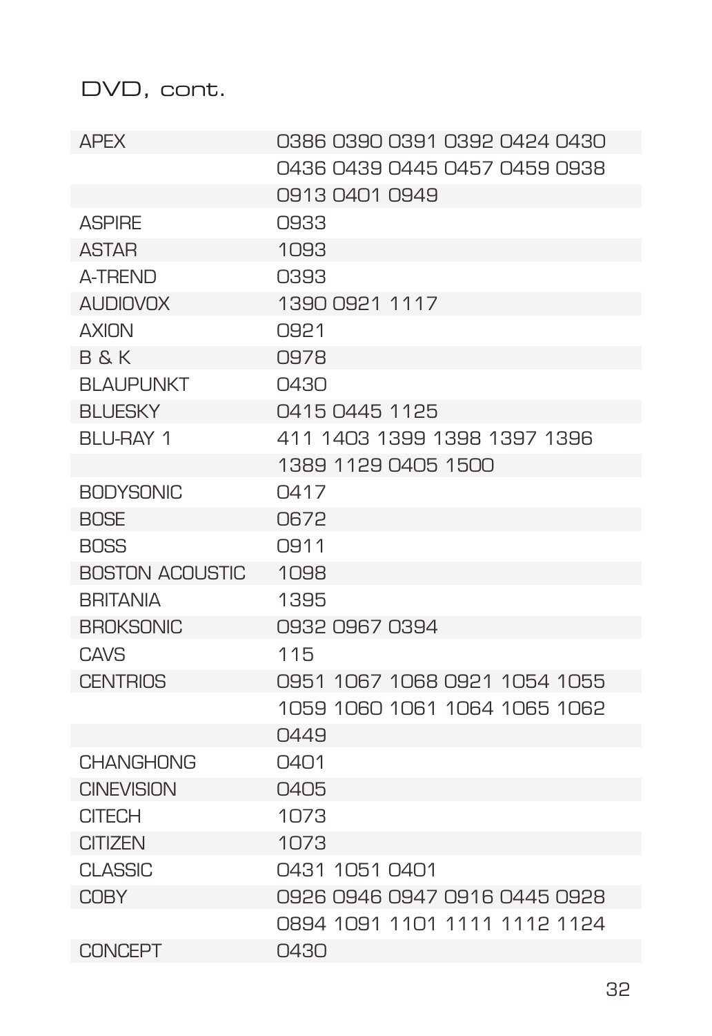## DVD, cont.

| | |
|---|---|
| APEX | 0386 0390 0391 0392 0424 0430 |
| | 0436 0439 0445 0457 0459 0938 |
| | 0913 0401 0949 |
| ASPIRE | 0933 |
| ASTAR | 1093 |
| A-TREND | 0393 |
| AUDIOVOX | 1390 0921 1117 |
| AXION | 0921 |
| B & K | 0978 |
| BLAUPUNKT | 0430 |
| BLUESKY | 0415 0445 1125 |
| BLU-RAY 1 | 411 1403 1399 1398 1397 1396 |
| | 1389 1129 0405 1500 |
| BODYSONIC | 0417 |
| BOSE | 0672 |
| BOSS | 0911 |
| BOSTON ACOUSTIC | 1098 |
| BRITANIA | 1395 |
| BROKSONIC | 0932 0967 0394 |
| CAVS | 115 |
| CENTRIOS | 0951 1067 1068 0921 1054 1055 |
| | 1059 1060 1061 1064 1065 1062 |
| | 0449 |
| CHANGHONG | 0401 |
| CINEVISION | 0405 |
| CITECH | 1073 |
| CITIZEN | 1073 |
| CLASSIC | 0431 1051 0401 |
| COBY | 0926 0946 0947 0916 0445 0928 |
| | 0894 1091 1101 1111 1112 1124 |
| CONCEPT | 0430 |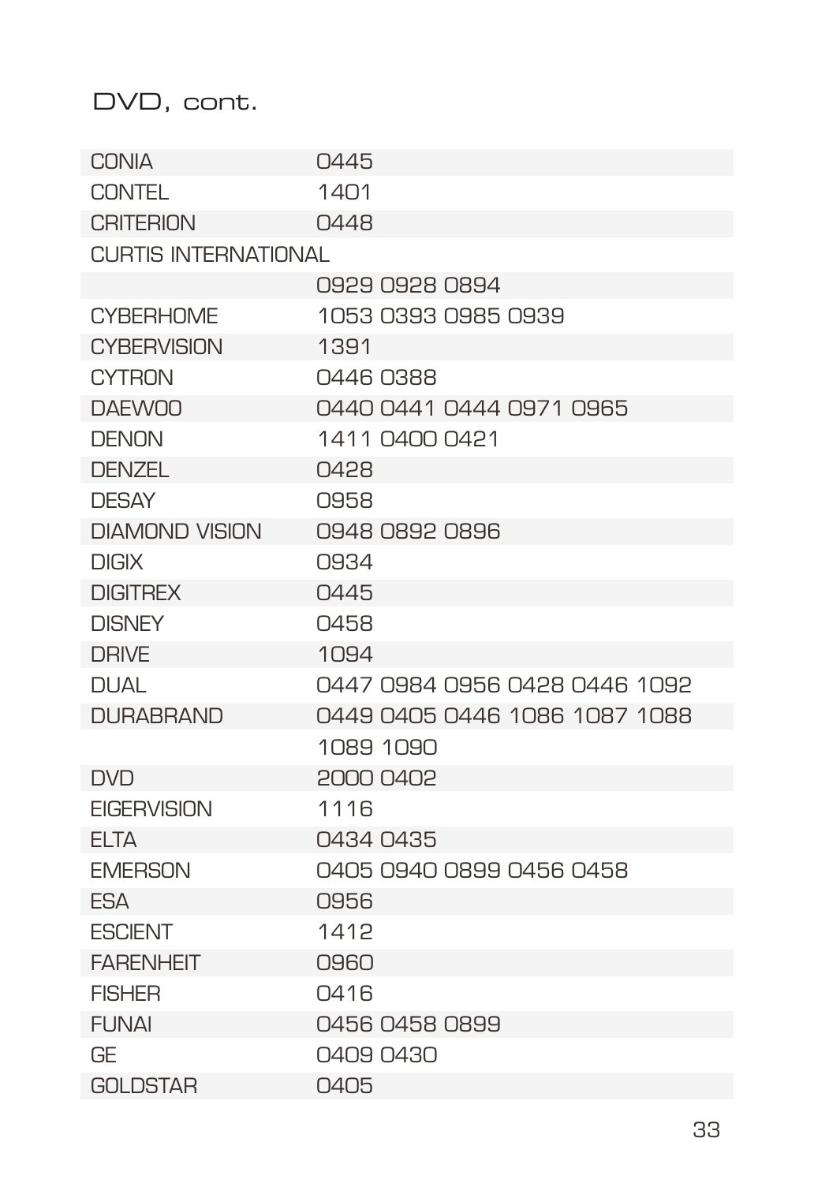## DVD, cont.

| | |
|---|---|
| CONIA | 0445 |
| CONTEL | 1401 |
| CRITERION | 0448 |
| CURTIS INTERNATIONAL | |
| | 0929 0928 0894 |
| CYBERHOME | 1053 0393 0985 0939 |
| CYBERVISION | 1391 |
| CYTRON | 0446 0388 |
| DAEWOO | 0440 0441 0444 0971 0965 |
| DENON | 1411 0400 0421 |
| DENZEL | 0428 |
| DESAY | 0958 |
| DIAMOND VISION | 0948 0892 0896 |
| DIGIX | 0934 |
| DIGITREX | 0445 |
| DISNEY | 0458 |
| DRIVE | 1094 |
| DUAL | 0447 0984 0956 0428 0446 1092 |
| DURABRAND | 0449 0405 0446 1086 1087 1088 |
| | 1089 1090 |
| DVD | 2000 0402 |
| EIGERVISION | 1116 |
| ELTA | 0434 0435 |
| EMERSON | 0405 0940 0899 0456 0458 |
| ESA | 0956 |
| ESCIENT | 1412 |
| FARENHEIT | 0960 |
| FISHER | 0416 |
| FUNAI | 0456 0458 0899 |
| GE | 0409 0430 |
| GOLDSTAR | 0405 |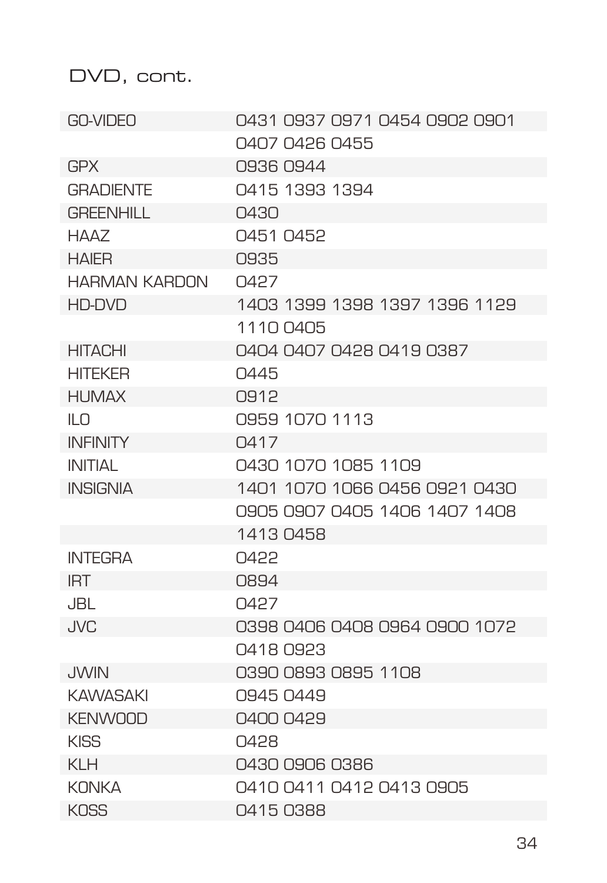# DVD, cont.

| | |
|---|---|
| GO-VIDEO | 0431 0937 0971 0454 0902 0901 0407 0426 0455 |
| GPX | 0936 0944 |
| GRADIENTE | 0415 1393 1394 |
| GREENHILL | 0430 |
| HAAZ | 0451 0452 |
| HAIER | 0935 |
| HARMAN KARDON | 0427 |
| HD-DVD | 1403 1399 1398 1397 1396 1129 1110 0405 |
| HITACHI | 0404 0407 0428 0419 0387 |
| HITEKER | 0445 |
| HUMAX | 0912 |
| ILO | 0959 1070 1113 |
| INFINITY | 0417 |
| INITIAL | 0430 1070 1085 1109 |
| INSIGNIA | 1401 1070 1066 0456 0921 0430 0905 0907 0405 1406 1407 1408 1413 0458 |
| INTEGRA | 0422 |
| IRT | 0894 |
| JBL | 0427 |
| JVC | 0398 0406 0408 0964 0900 1072 0418 0923 |
| JWIN | 0390 0893 0895 1108 |
| KAWASAKI | 0945 0449 |
| KENWOOD | 0400 0429 |
| KISS | 0428 |
| KLH | 0430 0906 0386 |
| KONKA | 0410 0411 0412 0413 0905 |
| KOSS | 0415 0388 |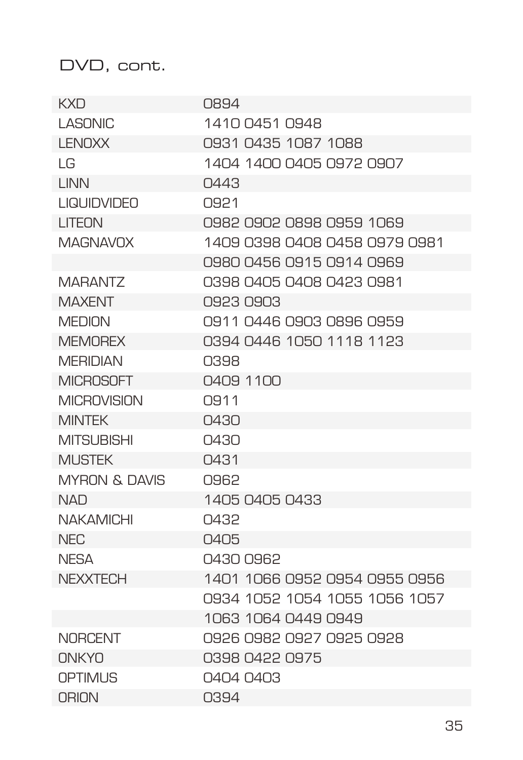DVD, cont.

| | |
|---|---|
| KXD | 0894 |
| LASONIC | 1410 0451 0948 |
| LENOXX | 0931 0435 1087 1088 |
| LG | 1404 1400 0405 0972 0907 |
| LINN | 0443 |
| LIQUIDVIDEO | 0921 |
| LITEON | 0982 0902 0898 0959 1069 |
| MAGNAVOX | 1409 0398 0408 0458 0979 0981 |
| | 0980 0456 0915 0914 0969 |
| MARANTZ | 0398 0405 0408 0423 0981 |
| MAXENT | 0923 0903 |
| MEDION | 0911 0446 0903 0896 0959 |
| MEMOREX | 0394 0446 1050 1118 1123 |
| MERIDIAN | 0398 |
| MICROSOFT | 0409 1100 |
| MICROVISION | 0911 |
| MINTEK | 0430 |
| MITSUBISHI | 0430 |
| MUSTEK | 0431 |
| MYRON & DAVIS | 0962 |
| NAD | 1405 0405 0433 |
| NAKAMICHI | 0432 |
| NEC | 0405 |
| NESA | 0430 0962 |
| NEXXTECH | 1401 1066 0952 0954 0955 0956 |
| | 0934 1052 1054 1055 1056 1057 |
| | 1063 1064 0449 0949 |
| NORCENT | 0926 0982 0927 0925 0928 |
| ONKYO | 0398 0422 0975 |
| OPTIMUS | 0404 0403 |
| ORION | 0394 |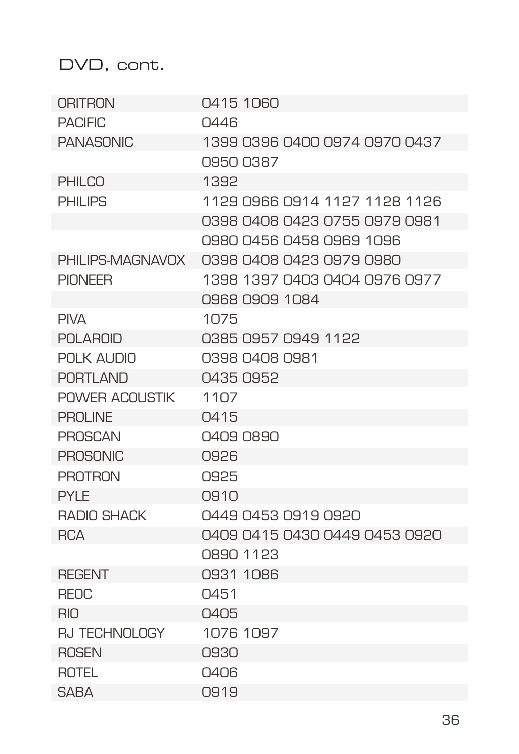## DVD, cont.

| | |
|---|---|
| ORITRON | 0415 1060 |
| PACIFIC | 0446 |
| PANASONIC | 1399 0396 0400 0974 0970 0437 |
| | 0950 0387 |
| PHILCO | 1392 |
| PHILIPS | 1129 0966 0914 1127 1128 1126 |
| | 0398 0408 0423 0755 0979 0981 |
| | 0980 0456 0458 0969 1096 |
| PHILIPS-MAGNAVOX | 0398 0408 0423 0979 0980 |
| PIONEER | 1398 1397 0403 0404 0976 0977 |
| | 0968 0909 1084 |
| PIVA | 1075 |
| POLAROID | 0385 0957 0949 1122 |
| POLK AUDIO | 0398 0408 0981 |
| PORTLAND | 0435 0952 |
| POWER ACOUSTIK | 1107 |
| PROLINE | 0415 |
| PROSCAN | 0409 0890 |
| PROSONIC | 0926 |
| PROTRON | 0925 |
| PYLE | 0910 |
| RADIO SHACK | 0449 0453 0919 0920 |
| RCA | 0409 0415 0430 0449 0453 0920 |
| | 0890 1123 |
| REGENT | 0931 1086 |
| REOC | 0451 |
| RIO | 0405 |
| RJ TECHNOLOGY | 1076 1097 |
| ROSEN | 0930 |
| ROTEL | 0406 |
| SABA | 0919 |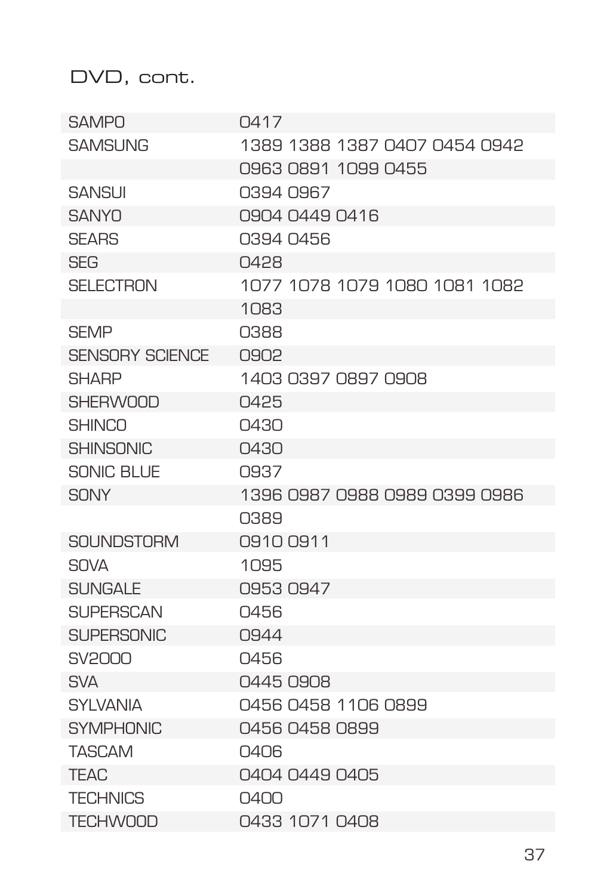## DVD, cont.

| | |
|---|---|
| SAMPO | 0417 |
| SAMSUNG | 1389 1388 1387 0407 0454 0942 |
| | 0963 0891 1099 0455 |
| SANSUI | 0394 0967 |
| SANYO | 0904 0449 0416 |
| SEARS | 0394 0456 |
| SEG | 0428 |
| SELECTRON | 1077 1078 1079 1080 1081 1082 |
| | 1083 |
| SEMP | 0388 |
| SENSORY SCIENCE | 0902 |
| SHARP | 1403 0397 0897 0908 |
| SHERWOOD | 0425 |
| SHINCO | 0430 |
| SHINSONIC | 0430 |
| SONIC BLUE | 0937 |
| SONY | 1396 0987 0988 0989 0399 0986 |
| | 0389 |
| SOUNDSTORM | 0910 0911 |
| SOVA | 1095 |
| SUNGALE | 0953 0947 |
| SUPERSCAN | 0456 |
| SUPERSONIC | 0944 |
| SV2000 | 0456 |
| SVA | 0445 0908 |
| SYLVANIA | 0456 0458 1106 0899 |
| SYMPHONIC | 0456 0458 0899 |
| TASCAM | 0406 |
| TEAC | 0404 0449 0405 |
| TECHNICS | 0400 |
| TECHWOOD | 0433 1071 0408 |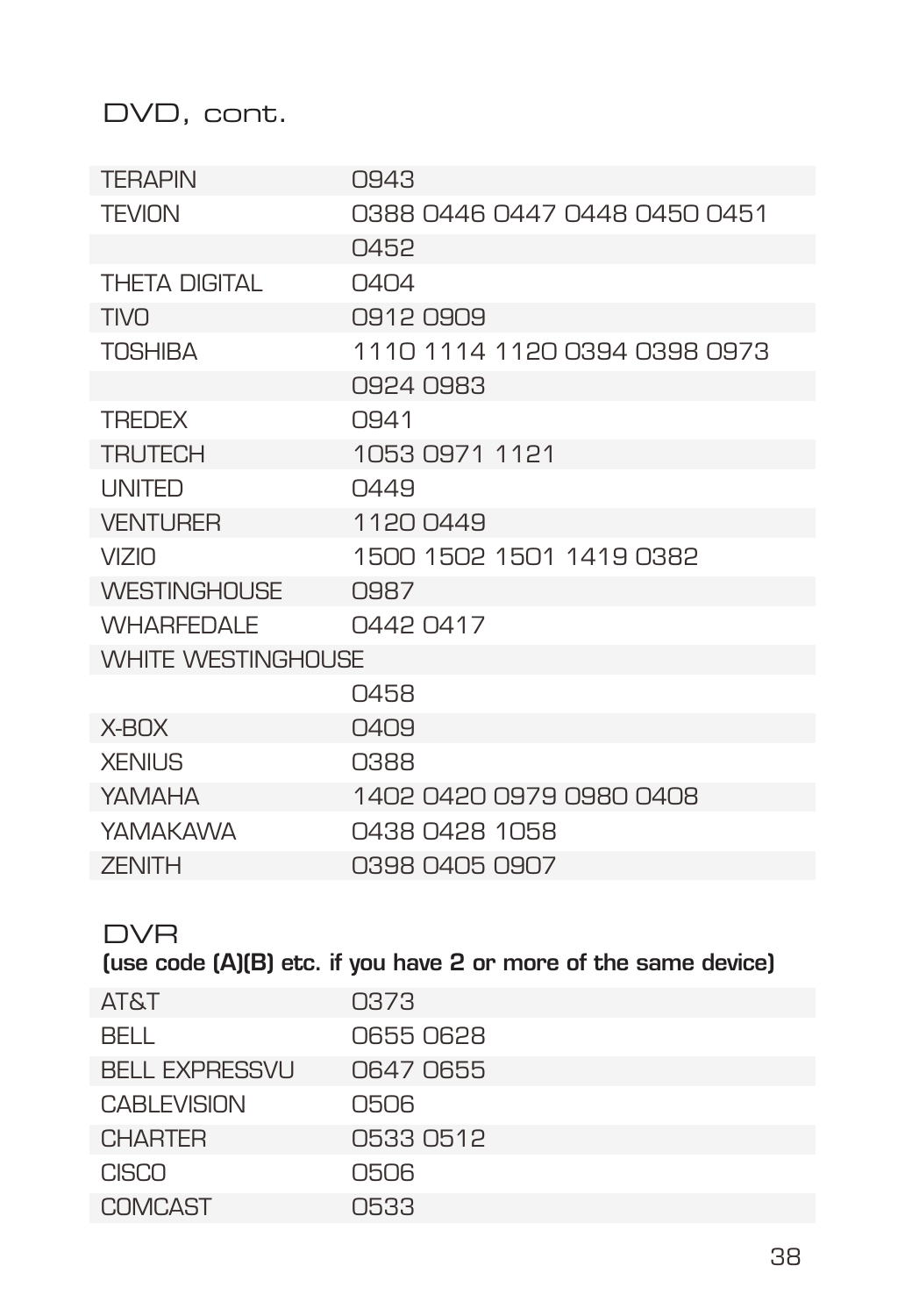## DVD, cont.

| | |
|---|---|
| TERAPIN | 0943 |
| TEVION | 0388 0446 0447 0448 0450 0451 |
| | 0452 |
| THETA DIGITAL | 0404 |
| TIVO | 0912 0909 |
| TOSHIBA | 1110 1114 1120 0394 0398 0973 |
| | 0924 0983 |
| TREDEX | 0941 |
| TRUTECH | 1053 0971 1121 |
| UNITED | 0449 |
| VENTURER | 1120 0449 |
| VIZIO | 1500 1502 1501 1419 0382 |
| WESTINGHOUSE | 0987 |
| WHARFEDALE | 0442 0417 |
| WHITE WESTINGHOUSE | |
| | 0458 |
| X-BOX | 0409 |
| XENIUS | 0388 |
| YAMAHA | 1402 0420 0979 0980 0408 |
| YAMAKAWA | 0438 0428 1058 |
| ZENITH | 0398 0405 0907 |

## DVR

**(use code (A)(B) etc. if you have 2 or more of the same device)**

| | |
|---|---|
| AT&T | 0373 |
| BELL | 0655 0628 |
| BELL EXPRESSVU | 0647 0655 |
| CABLEVISION | 0506 |
| CHARTER | 0533 0512 |
| CISCO | 0506 |
| COMCAST | 0533 |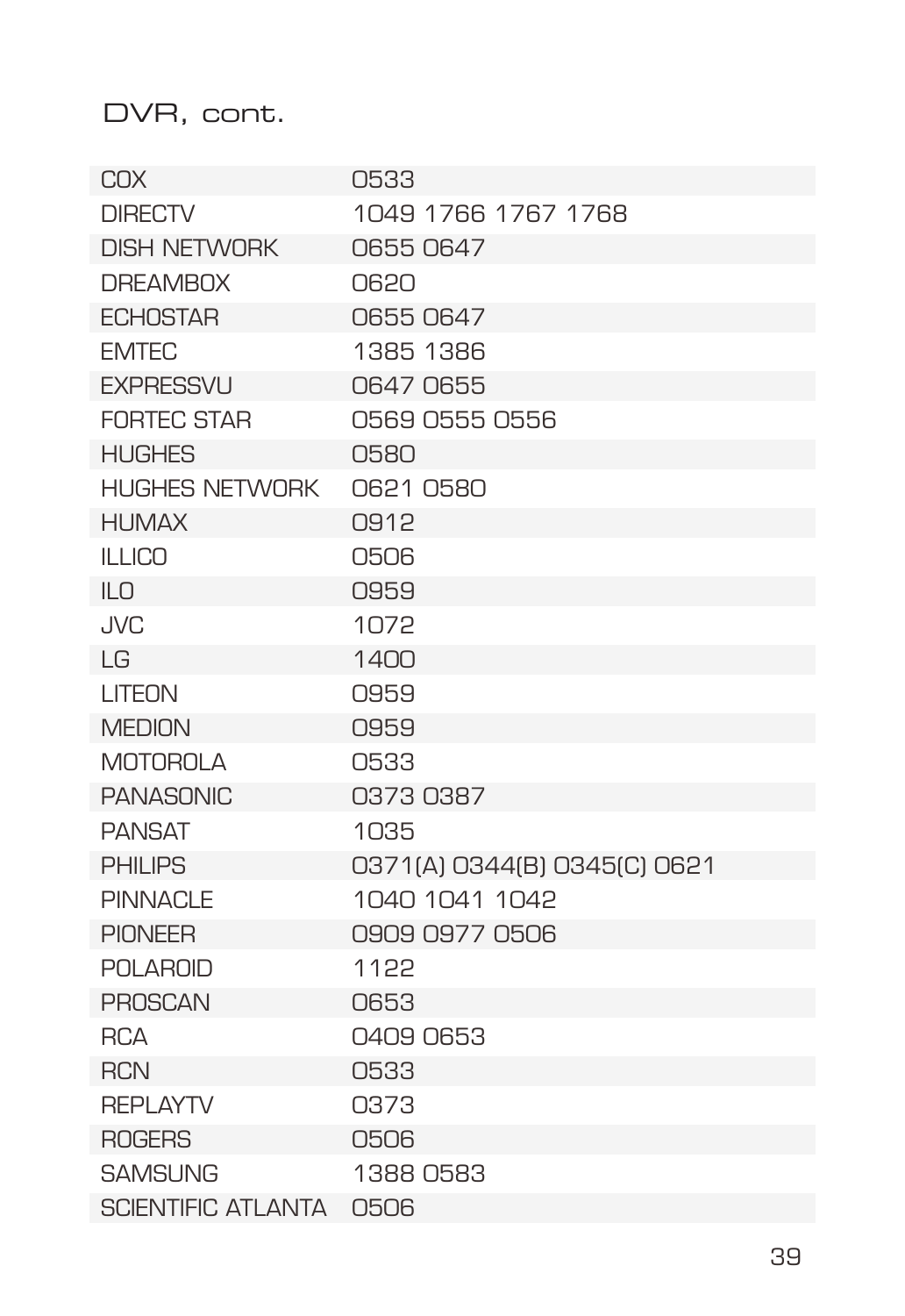## DVR, cont.

| | |
|---|---|
| COX | 0533 |
| DIRECTV | 1049 1766 1767 1768 |
| DISH NETWORK | 0655 0647 |
| DREAMBOX | 0620 |
| ECHOSTAR | 0655 0647 |
| EMTEC | 1385 1386 |
| EXPRESSVU | 0647 0655 |
| FORTEC STAR | 0569 0555 0556 |
| HUGHES | 0580 |
| HUGHES NETWORK | 0621 0580 |
| HUMAX | 0912 |
| ILLICO | 0506 |
| ILO | 0959 |
| JVC | 1072 |
| LG | 1400 |
| LITEON | 0959 |
| MEDION | 0959 |
| MOTOROLA | 0533 |
| PANASONIC | 0373 0387 |
| PANSAT | 1035 |
| PHILIPS | 0371(A) 0344(B) 0345(C) 0621 |
| PINNACLE | 1040 1041 1042 |
| PIONEER | 0909 0977 0506 |
| POLAROID | 1122 |
| PROSCAN | 0653 |
| RCA | 0409 0653 |
| RCN | 0533 |
| REPLAYTV | 0373 |
| ROGERS | 0506 |
| SAMSUNG | 1388 0583 |
| SCIENTIFIC ATLANTA | 0506 |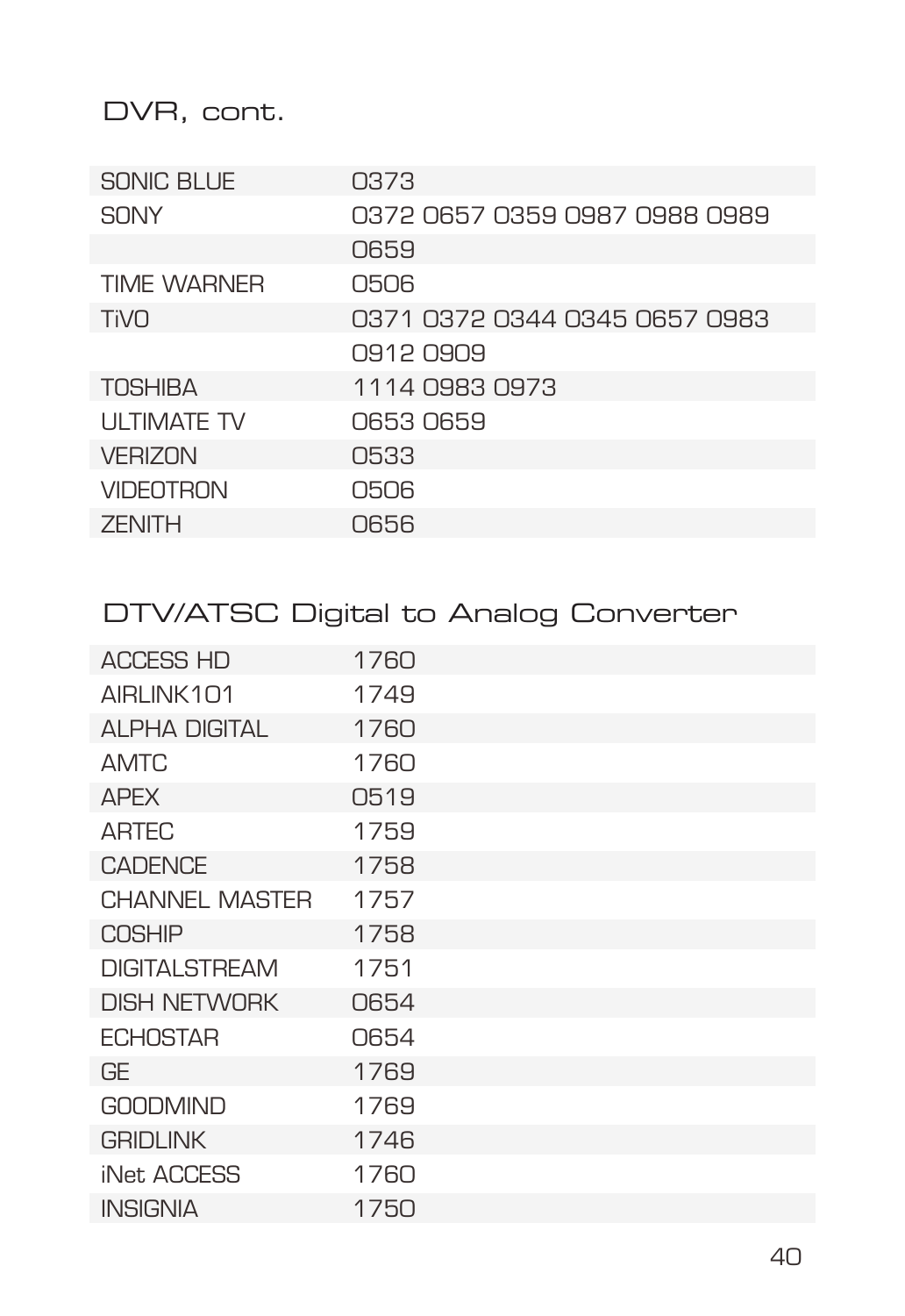## DVR, cont.

| | |
|---|---|
| SONIC BLUE | 0373 |
| SONY | 0372 0657 0359 0987 0988 0989 |
| | 0659 |
| TIME WARNER | 0506 |
| TiVO | 0371 0372 0344 0345 0657 0983 |
| | 0912 0909 |
| TOSHIBA | 1114 0983 0973 |
| ULTIMATE TV | 0653 0659 |
| VERIZON | 0533 |
| VIDEOTRON | 0506 |
| ZENITH | 0656 |

## DTV/ATSC Digital to Analog Converter

| | |
|---|---|
| ACCESS HD | 1760 |
| AIRLINK101 | 1749 |
| ALPHA DIGITAL | 1760 |
| AMTC | 1760 |
| APEX | 0519 |
| ARTEC | 1759 |
| CADENCE | 1758 |
| CHANNEL MASTER | 1757 |
| COSHIP | 1758 |
| DIGITALSTREAM | 1751 |
| DISH NETWORK | 0654 |
| ECHOSTAR | 0654 |
| GE | 1769 |
| GOODMIND | 1769 |
| GRIDLINK | 1746 |
| iNet ACCESS | 1760 |
| INSIGNIA | 1750 |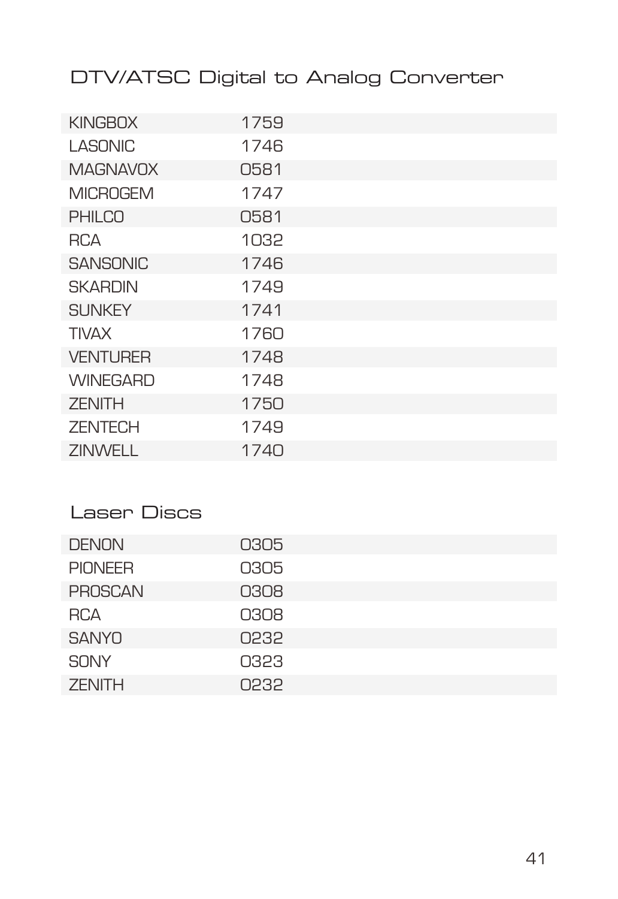## DTV/ATSC Digital to Analog Converter

| Brand | Code |
|---|---|
| KINGBOX | 1759 |
| LASONIC | 1746 |
| MAGNAVOX | 0581 |
| MICROGEM | 1747 |
| PHILCO | 0581 |
| RCA | 1032 |
| SANSONIC | 1746 |
| SKARDIN | 1749 |
| SUNKEY | 1741 |
| TIVAX | 1760 |
| VENTURER | 1748 |
| WINEGARD | 1748 |
| ZENITH | 1750 |
| ZENTECH | 1749 |
| ZINWELL | 1740 |

## Laser Discs

| Brand | Code |
|---|---|
| DENON | 0305 |
| PIONEER | 0305 |
| PROSCAN | 0308 |
| RCA | 0308 |
| SANYO | 0232 |
| SONY | 0323 |
| ZENITH | 0232 |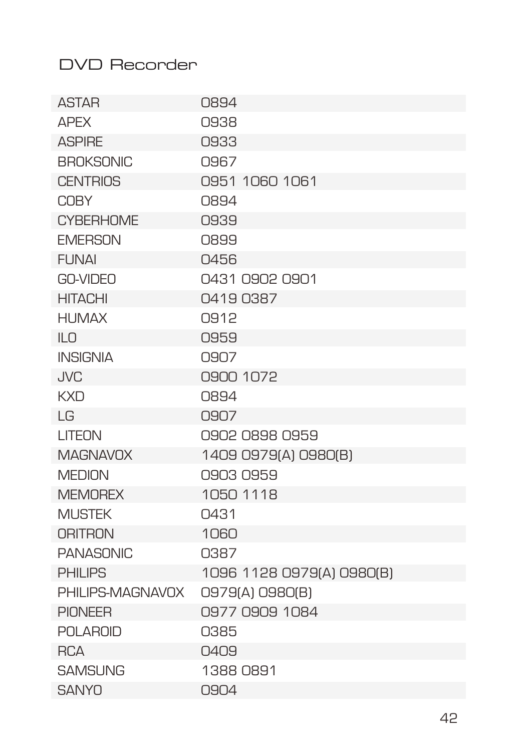## DVD Recorder

| Brand | Code |
|---|---|
| ASTAR | 0894 |
| APEX | 0938 |
| ASPIRE | 0933 |
| BROKSONIC | 0967 |
| CENTRIOS | 0951 1060 1061 |
| COBY | 0894 |
| CYBERHOME | 0939 |
| EMERSON | 0899 |
| FUNAI | 0456 |
| GO-VIDEO | 0431 0902 0901 |
| HITACHI | 0419 0387 |
| HUMAX | 0912 |
| ILO | 0959 |
| INSIGNIA | 0907 |
| JVC | 0900 1072 |
| KXD | 0894 |
| LG | 0907 |
| LITEON | 0902 0898 0959 |
| MAGNAVOX | 1409 0979(A) 0980(B) |
| MEDION | 0903 0959 |
| MEMOREX | 1050 1118 |
| MUSTEK | 0431 |
| ORITRON | 1060 |
| PANASONIC | 0387 |
| PHILIPS | 1096 1128 0979(A) 0980(B) |
| PHILIPS-MAGNAVOX | 0979(A) 0980(B) |
| PIONEER | 0977 0909 1084 |
| POLAROID | 0385 |
| RCA | 0409 |
| SAMSUNG | 1388 0891 |
| SANYO | 0904 |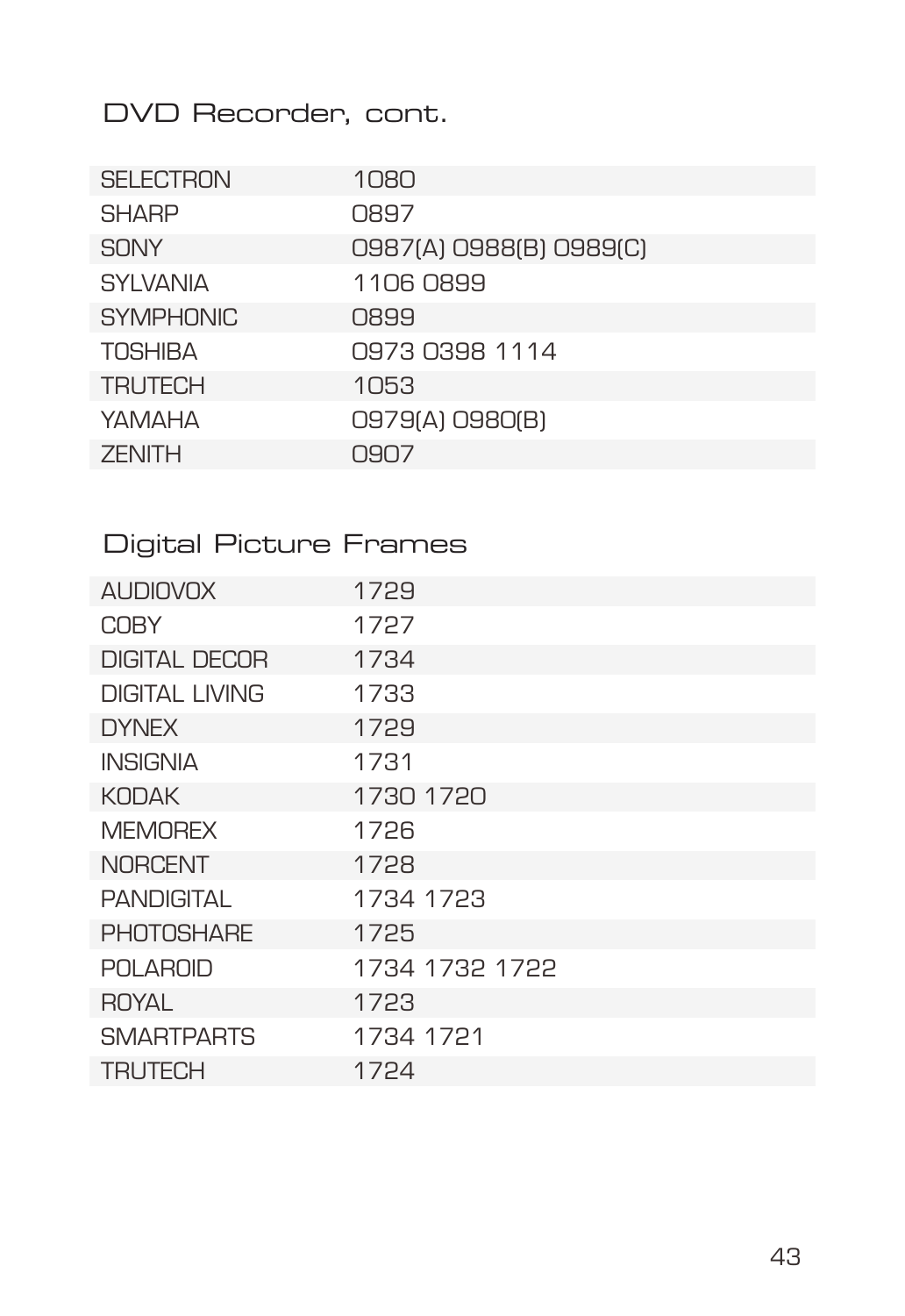## DVD Recorder, cont.

| | |
|---|---|
| SELECTRON | 1080 |
| SHARP | 0897 |
| SONY | 0987(A) 0988(B) 0989(C) |
| SYLVANIA | 1106 0899 |
| SYMPHONIC | 0899 |
| TOSHIBA | 0973 0398 1114 |
| TRUTECH | 1053 |
| YAMAHA | 0979(A) 0980(B) |
| ZENITH | 0907 |

## Digital Picture Frames

| | |
|---|---|
| AUDIOVOX | 1729 |
| COBY | 1727 |
| DIGITAL DECOR | 1734 |
| DIGITAL LIVING | 1733 |
| DYNEX | 1729 |
| INSIGNIA | 1731 |
| KODAK | 1730 1720 |
| MEMOREX | 1726 |
| NORCENT | 1728 |
| PANDIGITAL | 1734 1723 |
| PHOTOSHARE | 1725 |
| POLAROID | 1734 1732 1722 |
| ROYAL | 1723 |
| SMARTPARTS | 1734 1721 |
| TRUTECH | 1724 |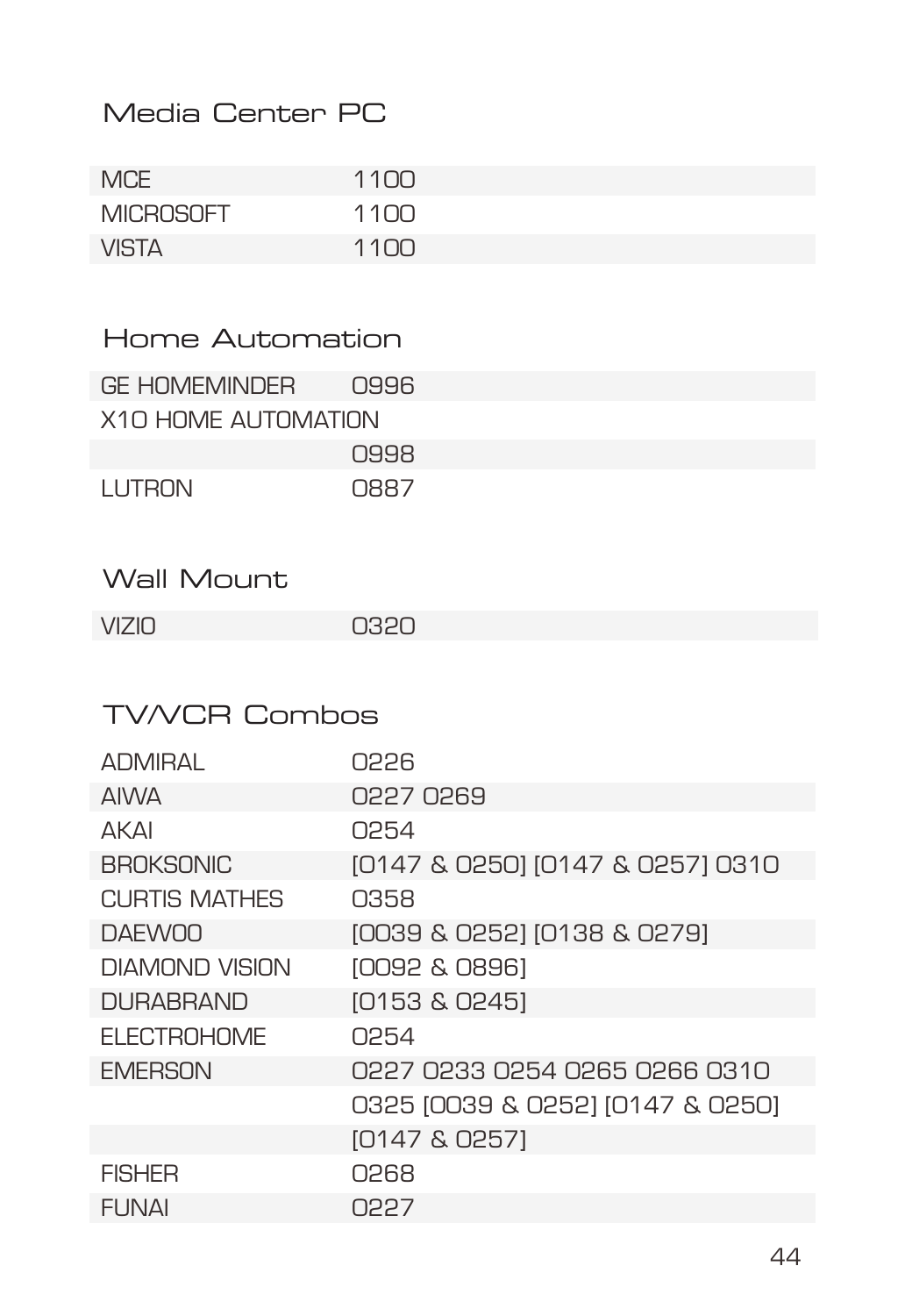## Media Center PC

| | |
|---|---|
| MCE | 1100 |
| MICROSOFT | 1100 |
| VISTA | 1100 |

## Home Automation

| | |
|---|---|
| GE HOMEMINDER | 0996 |
| X10 HOME AUTOMATION | |
| | 0998 |
| LUTRON | 0887 |

## Wall Mount

| | |
|---|---|
| VIZIO | 0320 |

## TV/VCR Combos

| | |
|---|---|
| ADMIRAL | 0226 |
| AIWA | 0227 0269 |
| AKAI | 0254 |
| BROKSONIC | [0147 & 0250] [0147 & 0257] 0310 |
| CURTIS MATHES | 0358 |
| DAEWOO | [0039 & 0252] [0138 & 0279] |
| DIAMOND VISION | [0092 & 0896] |
| DURABRAND | [0153 & 0245] |
| ELECTROHOME | 0254 |
| EMERSON | 0227 0233 0254 0265 0266 0310 |
| | 0325 [0039 & 0252] [0147 & 0250] |
| | [0147 & 0257] |
| FISHER | 0268 |
| FUNAI | 0227 |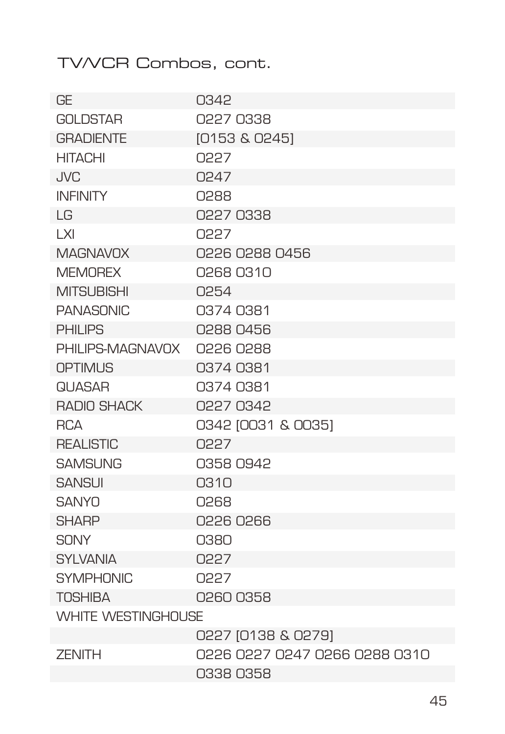# TV/VCR Combos, cont.

| | |
|---|---|
| GE | 0342 |
| GOLDSTAR | 0227 0338 |
| GRADIENTE | [0153 & 0245] |
| HITACHI | 0227 |
| JVC | 0247 |
| INFINITY | 0288 |
| LG | 0227 0338 |
| LXI | 0227 |
| MAGNAVOX | 0226 0288 0456 |
| MEMOREX | 0268 0310 |
| MITSUBISHI | 0254 |
| PANASONIC | 0374 0381 |
| PHILIPS | 0288 0456 |
| PHILIPS-MAGNAVOX | 0226 0288 |
| OPTIMUS | 0374 0381 |
| QUASAR | 0374 0381 |
| RADIO SHACK | 0227 0342 |
| RCA | 0342 [0031 & 0035] |
| REALISTIC | 0227 |
| SAMSUNG | 0358 0942 |
| SANSUI | 0310 |
| SANYO | 0268 |
| SHARP | 0226 0266 |
| SONY | 0380 |
| SYLVANIA | 0227 |
| SYMPHONIC | 0227 |
| TOSHIBA | 0260 0358 |
| WHITE WESTINGHOUSE | 0227 [0138 & 0279] |
| ZENITH | 0226 0227 0247 0266 0288 0310 0338 0358 |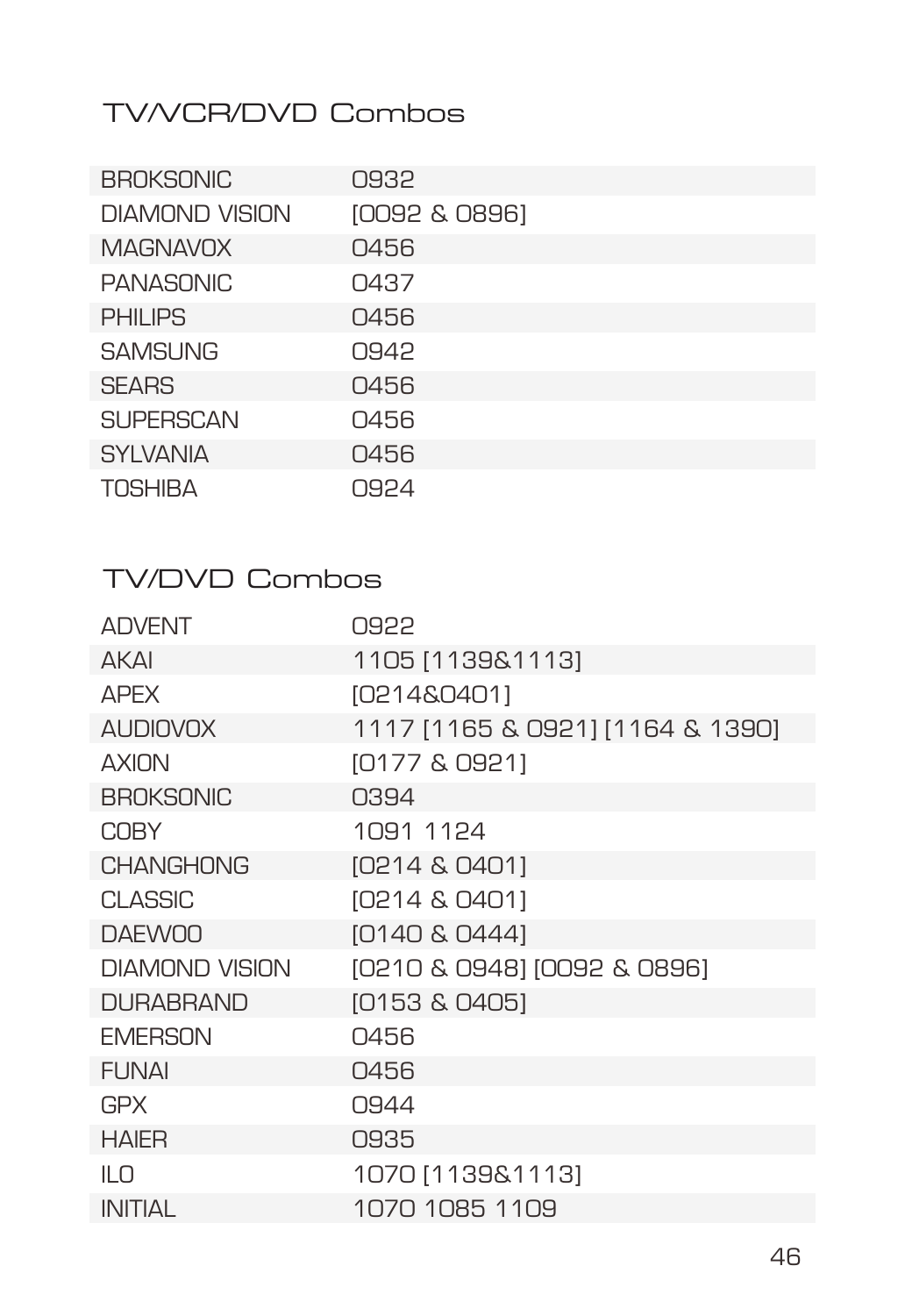## TV/VCR/DVD Combos

| | |
|---|---|
| BROKSONIC | 0932 |
| DIAMOND VISION | [0092 & 0896] |
| MAGNAVOX | 0456 |
| PANASONIC | 0437 |
| PHILIPS | 0456 |
| SAMSUNG | 0942 |
| SEARS | 0456 |
| SUPERSCAN | 0456 |
| SYLVANIA | 0456 |
| TOSHIBA | 0924 |

## TV/DVD Combos

| | |
|---|---|
| ADVENT | 0922 |
| AKAI | 1105 [1139&1113] |
| APEX | [0214&0401] |
| AUDIOVOX | 1117 [1165 & 0921] [1164 & 1390] |
| AXION | [0177 & 0921] |
| BROKSONIC | 0394 |
| COBY | 1091 1124 |
| CHANGHONG | [0214 & 0401] |
| CLASSIC | [0214 & 0401] |
| DAEWOO | [0140 & 0444] |
| DIAMOND VISION | [0210 & 0948] [0092 & 0896] |
| DURABRAND | [0153 & 0405] |
| EMERSON | 0456 |
| FUNAI | 0456 |
| GPX | 0944 |
| HAIER | 0935 |
| ILO | 1070 [1139&1113] |
| INITIAL | 1070 1085 1109 |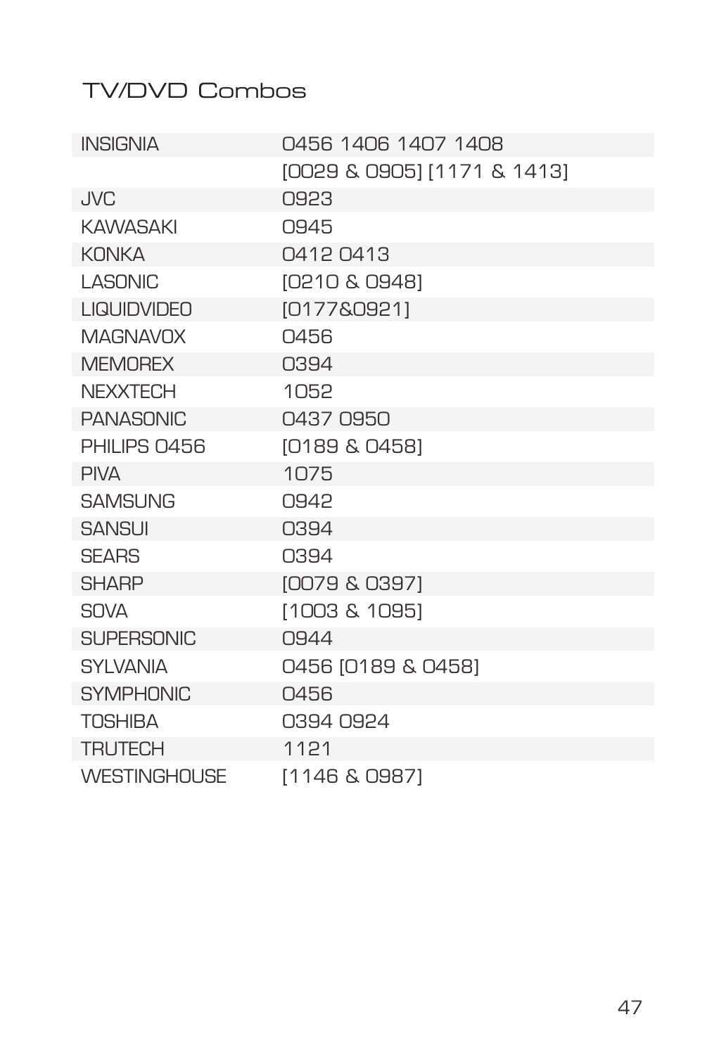# TV/DVD Combos

| | |
|---|---|
| INSIGNIA | 0456 1406 1407 1408 |
| | [0029 & 0905] [1171 & 1413] |
| JVC | 0923 |
| KAWASAKI | 0945 |
| KONKA | 0412 0413 |
| LASONIC | [0210 & 0948] |
| LIQUIDVIDEO | [0177&0921] |
| MAGNAVOX | 0456 |
| MEMOREX | 0394 |
| NEXXTECH | 1052 |
| PANASONIC | 0437 0950 |
| PHILIPS 0456 | [0189 & 0458] |
| PIVA | 1075 |
| SAMSUNG | 0942 |
| SANSUI | 0394 |
| SEARS | 0394 |
| SHARP | [0079 & 0397] |
| SOVA | [1003 & 1095] |
| SUPERSONIC | 0944 |
| SYLVANIA | 0456 [0189 & 0458] |
| SYMPHONIC | 0456 |
| TOSHIBA | 0394 0924 |
| TRUTECH | 1121 |
| WESTINGHOUSE | [1146 & 0987] |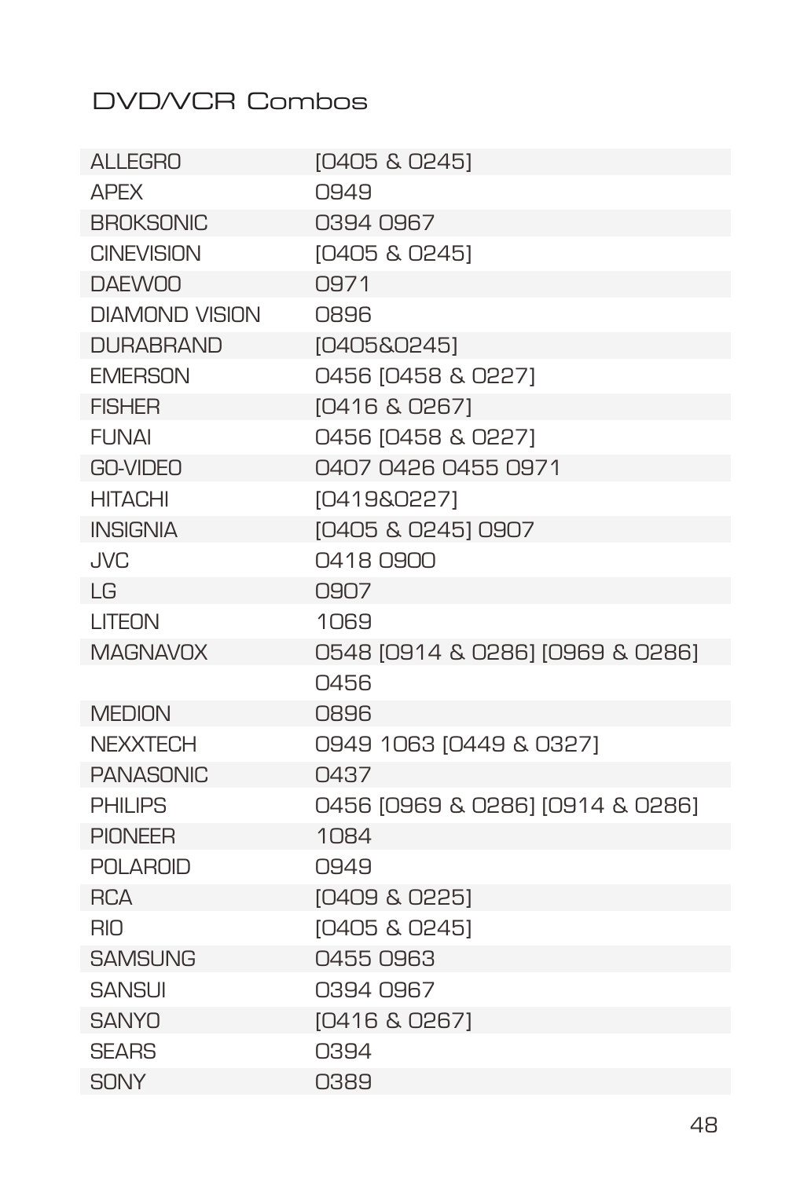# DVD/VCR Combos

| | |
|---|---|
| ALLEGRO | [0405 & 0245] |
| APEX | 0949 |
| BROKSONIC | 0394 0967 |
| CINEVISION | [0405 & 0245] |
| DAEWOO | 0971 |
| DIAMOND VISION | 0896 |
| DURABRAND | [0405&0245] |
| EMERSON | 0456 [0458 & 0227] |
| FISHER | [0416 & 0267] |
| FUNAI | 0456 [0458 & 0227] |
| GO-VIDEO | 0407 0426 0455 0971 |
| HITACHI | [0419&0227] |
| INSIGNIA | [0405 & 0245] 0907 |
| JVC | 0418 0900 |
| LG | 0907 |
| LITEON | 1069 |
| MAGNAVOX | 0548 [0914 & 0286] [0969 & 0286] 0456 |
| MEDION | 0896 |
| NEXXTECH | 0949 1063 [0449 & 0327] |
| PANASONIC | 0437 |
| PHILIPS | 0456 [0969 & 0286] [0914 & 0286] |
| PIONEER | 1084 |
| POLAROID | 0949 |
| RCA | [0409 & 0225] |
| RIO | [0405 & 0245] |
| SAMSUNG | 0455 0963 |
| SANSUI | 0394 0967 |
| SANYO | [0416 & 0267] |
| SEARS | 0394 |
| SONY | 0389 |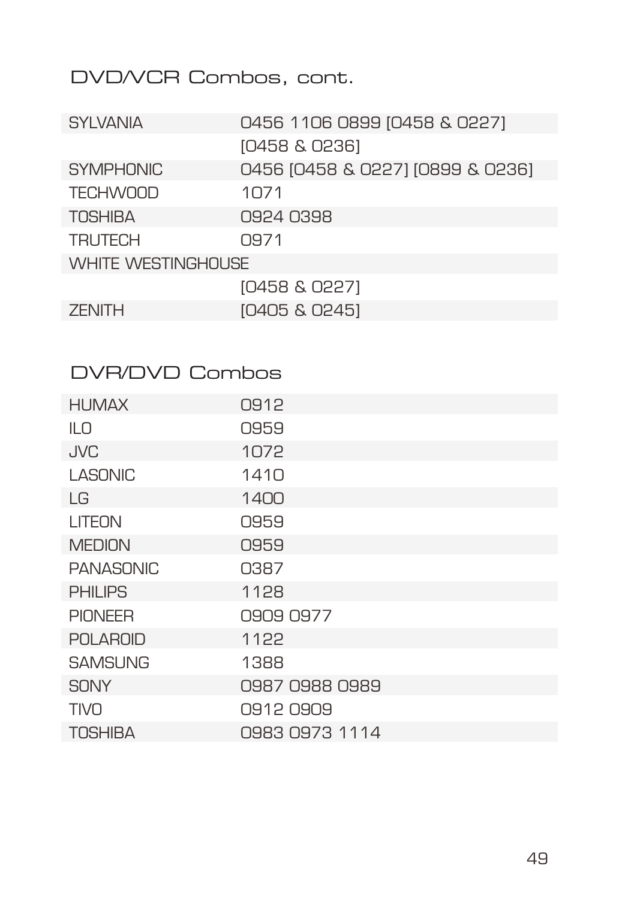## DVD/VCR Combos, cont.

| | |
|---|---|
| SYLVANIA | 0456 1106 0899 [0458 & 0227] [0458 & 0236] |
| SYMPHONIC | 0456 [0458 & 0227] [0899 & 0236] |
| TECHWOOD | 1071 |
| TOSHIBA | 0924 0398 |
| TRUTECH | 0971 |
| WHITE WESTINGHOUSE | [0458 & 0227] |
| ZENITH | [0405 & 0245] |

## DVR/DVD Combos

| | |
|---|---|
| HUMAX | 0912 |
| ILO | 0959 |
| JVC | 1072 |
| LASONIC | 1410 |
| LG | 1400 |
| LITEON | 0959 |
| MEDION | 0959 |
| PANASONIC | 0387 |
| PHILIPS | 1128 |
| PIONEER | 0909 0977 |
| POLAROID | 1122 |
| SAMSUNG | 1388 |
| SONY | 0987 0988 0989 |
| TIVO | 0912 0909 |
| TOSHIBA | 0983 0973 1114 |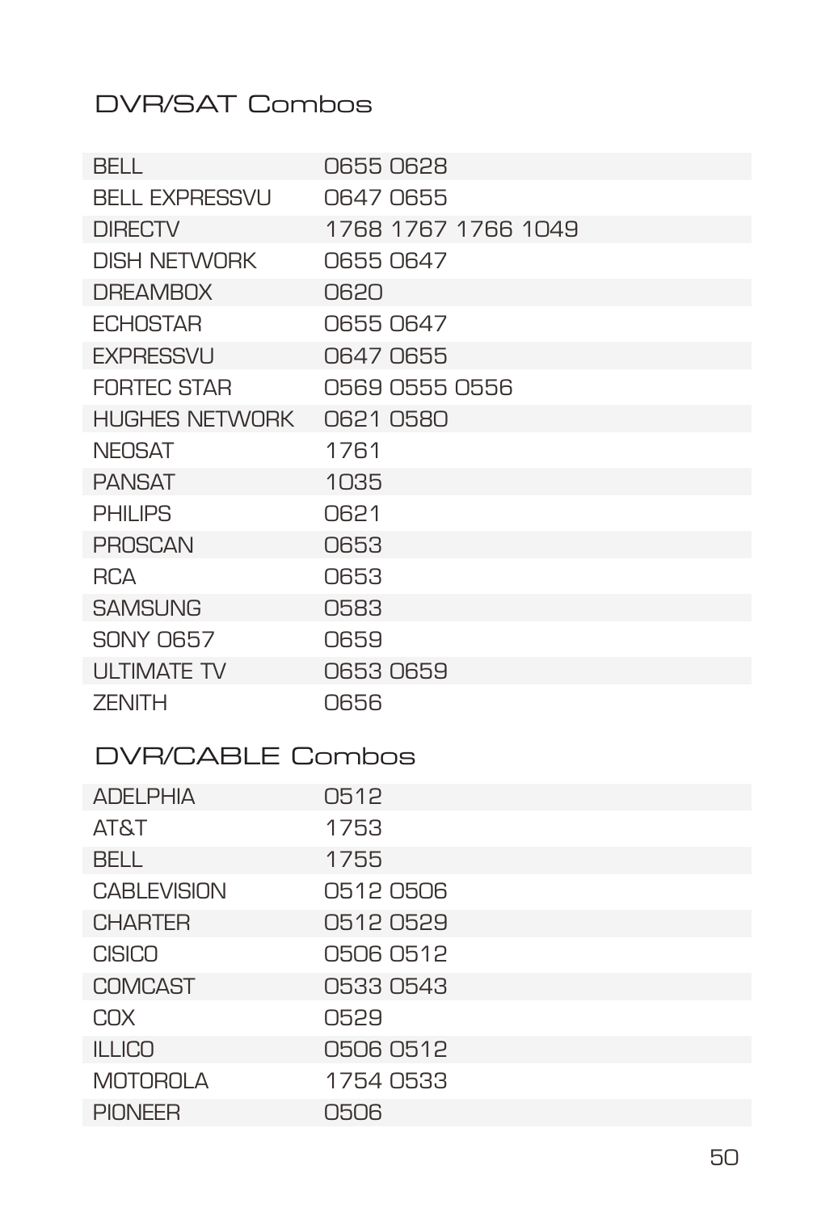## DVR/SAT Combos

| | |
|---|---|
| BELL | 0655 0628 |
| BELL EXPRESSVU | 0647 0655 |
| DIRECTV | 1768 1767 1766 1049 |
| DISH NETWORK | 0655 0647 |
| DREAMBOX | 0620 |
| ECHOSTAR | 0655 0647 |
| EXPRESSVU | 0647 0655 |
| FORTEC STAR | 0569 0555 0556 |
| HUGHES NETWORK | 0621 0580 |
| NEOSAT | 1761 |
| PANSAT | 1035 |
| PHILIPS | 0621 |
| PROSCAN | 0653 |
| RCA | 0653 |
| SAMSUNG | 0583 |
| SONY 0657 | 0659 |
| ULTIMATE TV | 0653 0659 |
| ZENITH | 0656 |

## DVR/CABLE Combos

| | |
|---|---|
| ADELPHIA | 0512 |
| AT&T | 1753 |
| BELL | 1755 |
| CABLEVISION | 0512 0506 |
| CHARTER | 0512 0529 |
| CISICO | 0506 0512 |
| COMCAST | 0533 0543 |
| COX | 0529 |
| ILLICO | 0506 0512 |
| MOTOROLA | 1754 0533 |
| PIONEER | 0506 |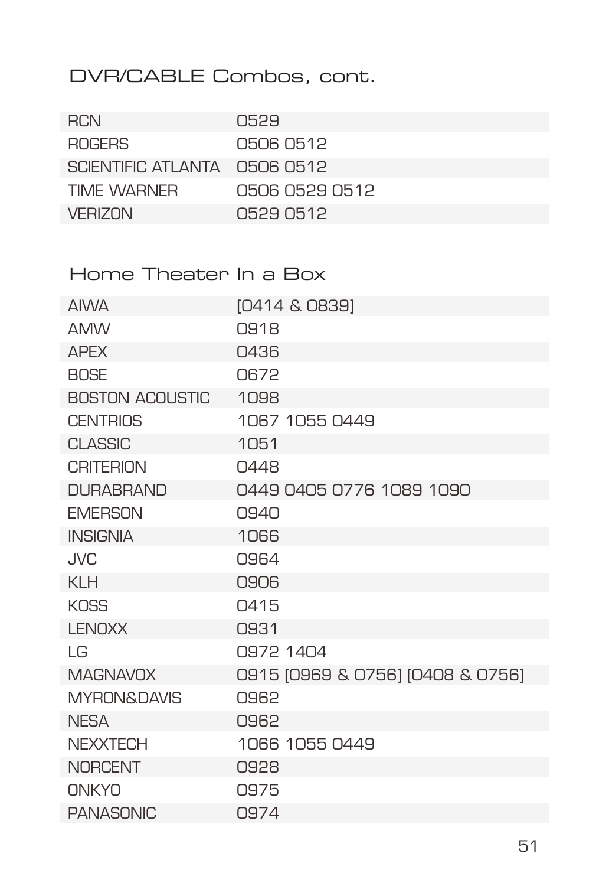## DVR/CABLE Combos, cont.

| | |
|---|---|
| RCN | 0529 |
| ROGERS | 0506 0512 |
| SCIENTIFIC ATLANTA | 0506 0512 |
| TIME WARNER | 0506 0529 0512 |
| VERIZON | 0529 0512 |

## Home Theater In a Box

| | |
|---|---|
| AIWA | [0414 & 0839] |
| AMW | 0918 |
| APEX | 0436 |
| BOSE | 0672 |
| BOSTON ACOUSTIC | 1098 |
| CENTRIOS | 1067 1055 0449 |
| CLASSIC | 1051 |
| CRITERION | 0448 |
| DURABRAND | 0449 0405 0776 1089 1090 |
| EMERSON | 0940 |
| INSIGNIA | 1066 |
| JVC | 0964 |
| KLH | 0906 |
| KOSS | 0415 |
| LENOXX | 0931 |
| LG | 0972 1404 |
| MAGNAVOX | 0915 [0969 & 0756] [0408 & 0756] |
| MYRON&DAVIS | 0962 |
| NESA | 0962 |
| NEXXTECH | 1066 1055 0449 |
| NORCENT | 0928 |
| ONKYO | 0975 |
| PANASONIC | 0974 |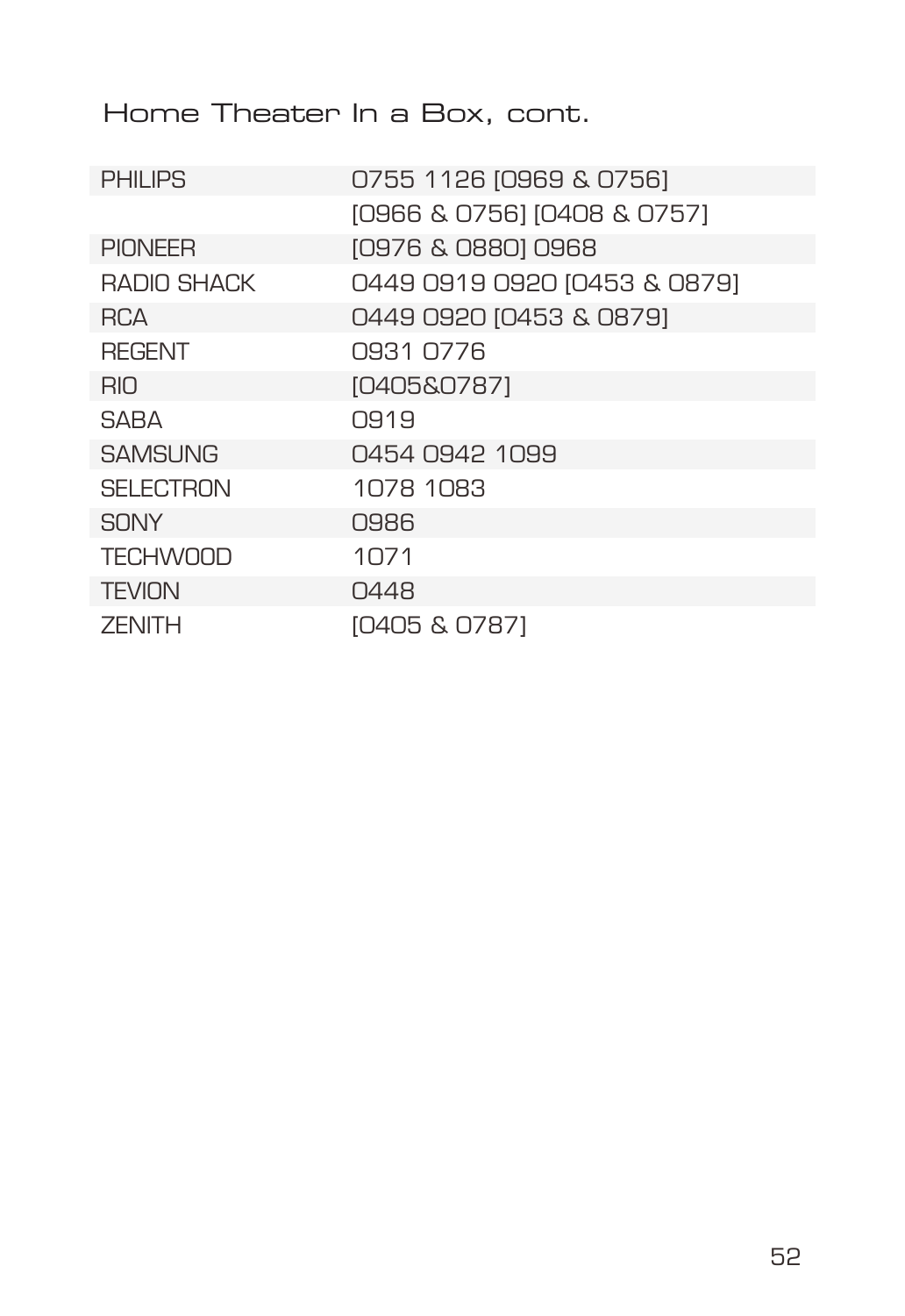## Home Theater In a Box, cont.

| | |
|---|---|
| PHILIPS | 0755 1126 [0969 & 0756] [0966 & 0756] [0408 & 0757] |
| PIONEER | [0976 & 0880] 0968 |
| RADIO SHACK | 0449 0919 0920 [0453 & 0879] |
| RCA | 0449 0920 [0453 & 0879] |
| REGENT | 0931 0776 |
| RIO | [0405&0787] |
| SABA | 0919 |
| SAMSUNG | 0454 0942 1099 |
| SELECTRON | 1078 1083 |
| SONY | 0986 |
| TECHWOOD | 1071 |
| TEVION | 0448 |
| ZENITH | [0405 & 0787] |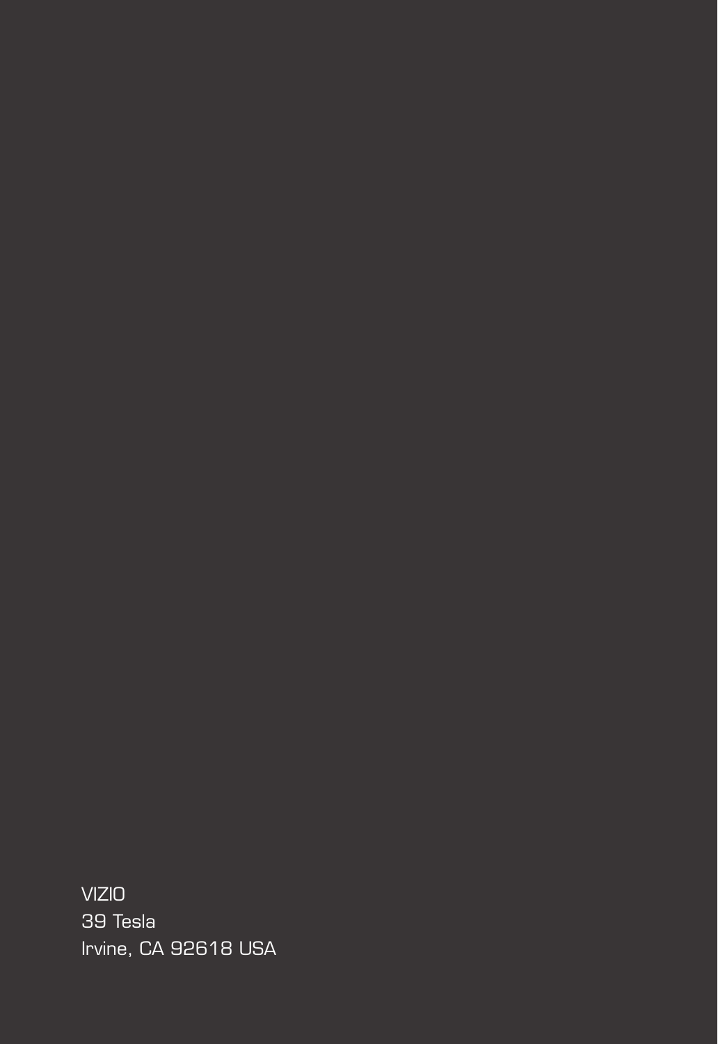VIZIO
39 Tesla
Irvine, CA 92618 USA